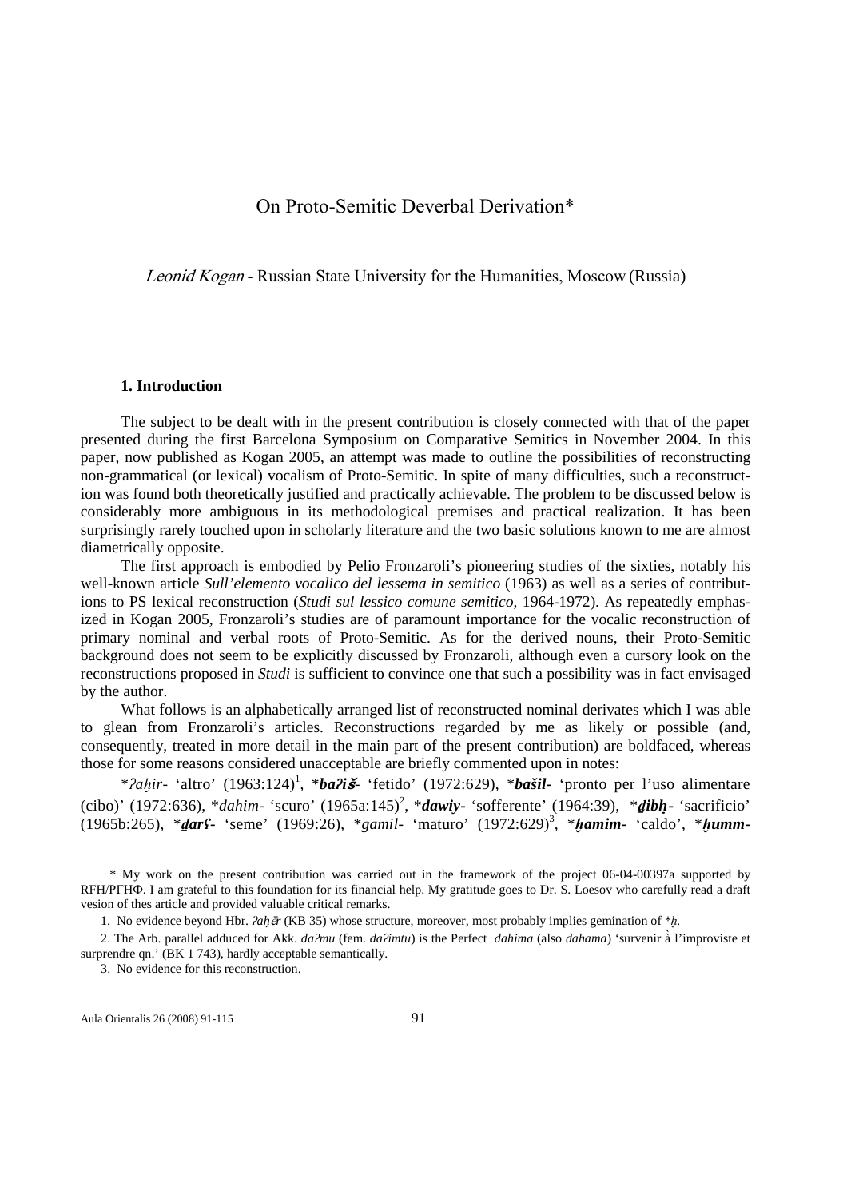# On Proto-Semitic Deverbal Derivation*

*Leonid Kogan* - Russian State University for the Humanities, Moscow (Russia)

## 1. Introduction

The subject to be dealt with in the present contribution is closely connected with that of the paper presented during the first Barcelona Symposium on Comparative Semitics in November 2004. In this paper, now published as Kogan 2005, an attempt was made to outline the possibilities of reconstructing non-grammatical (or lexical) vocalism of Proto-Semitic. In spite of many difficulties, such a reconstruction was found both theoretically justified and practically achievable. The problem to be discussed below is considerably more ambiguous in its methodological premises and practical realization. It has been surprisingly rarely touched upon in scholarly literature and the two basic solutions known to me are almost diametrically opposite.

The first approach is embodied by Pelio Fronzaroli's pioneering studies of the sixties, notably his well-known article *Sull'elemento vocalico del lessema in semitico* (1963) as well as a series of contributions to PS lexical reconstruction (*Studi sul lessico comune semitico*, 1964-1972). As repeatedly emphasized in Kogan 2005, Fronzaroli's studies are of paramount importance for the vocalic reconstruction of primary nominal and verbal roots of Proto-Semitic. As for the derived nouns, their Proto-Semitic background does not seem to be explicitly discussed by Fronzaroli, although even a cursory look on the reconstructions proposed in *Studi* is sufficient to convince one that such a possibility was in fact envisaged by the author.

What follows is an alphabetically arranged list of reconstructed nominal derivates which I was able to glean from Fronzaroli's articles. Reconstructions regarded by me as likely or possible (and, consequently, treated in more detail in the main part of the present contribution) are boldfaced, whereas those for some reasons considered unacceptable are briefly commented upon in notes:

\**ʔaḫir*- 'altro' (1963:124)[1], \****baʔiš̌***- 'fetido' (1972:629), \****bašil***- 'pronto per l'uso alimentare (cibo)' (1972:636), \**dahim*- 'scuro' (1965a:145)[2], \****dawiy***- 'sofferente' (1964:39), \****ḏibḥ***- 'sacrificio' (1965b:265), \****ḏarʕ***- 'seme' (1969:26), \**gamil*- 'maturo' (1972:629)[3], \****ḥamim***- 'caldo', \****ḥumm***-

\* My work on the present contribution was carried out in the framework of the project 06-04-00397a supported by RFH/РГНФ. I am grateful to this foundation for its financial help. My gratitude goes to Dr. S. Loesov who carefully read a draft vesion of thes article and provided valuable critical remarks.

1. No evidence beyond Hbr. *ʔaḥēr* (KB 35) whose structure, moreover, most probably implies gemination of \**ḫ*.

2. The Arb. parallel adduced for Akk. *daʔmu* (fem. *daʔimtu*) is the Perfect *dahima* (also *dahama*) 'survenir à l'improviste et surprendre qn.' (BK 1 743), hardly acceptable semantically.

3. No evidence for this reconstruction.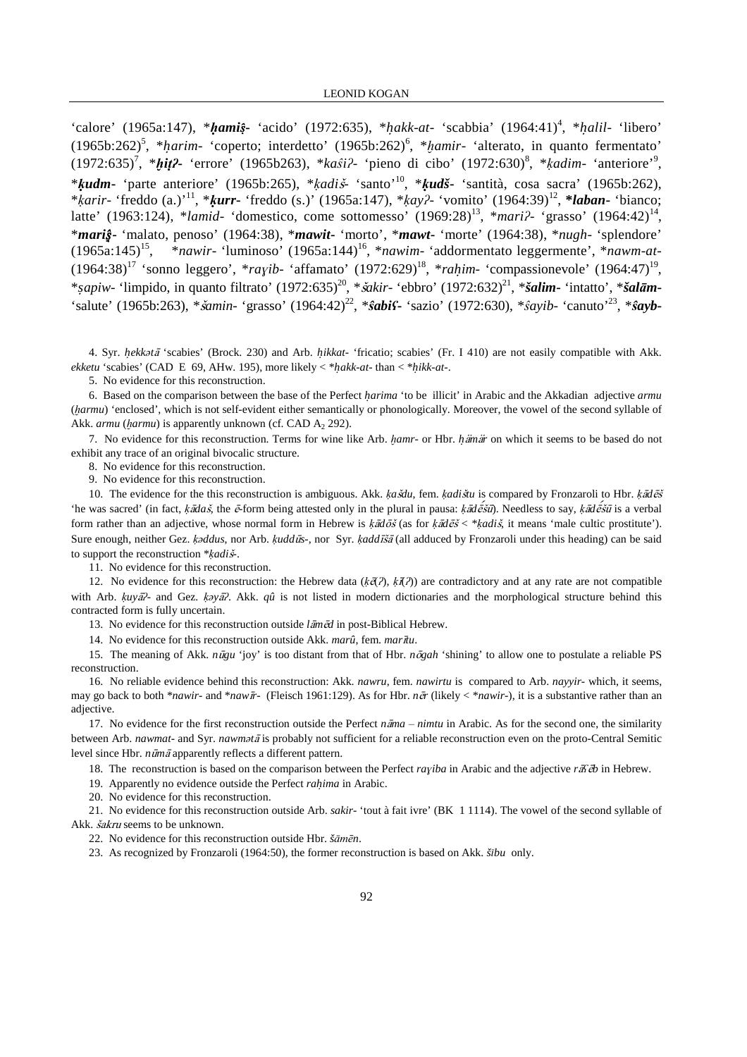'calore' (1965a:147), ****ḥamiṣ̂***- 'acido' (1972:635), *\*ḥakk-at-* 'scabbia' (1964:41)[4], *\*ḥalil-* 'libero' (1965b:262)[5], *\*ḥarim-* 'coperto; interdetto' (1965b:262)[6], *\*ḫamir-* 'alterato, in quanto fermentato' (1972:635)[7], ****ḫiṭʔ***- 'errore' (1965b263), *\*kaŝiʔ-* 'pieno di cibo' (1972:630)[8], *\*ḳadim-* 'anteriore'[9], ****ḳudm***- 'parte anteriore' (1965b:265), *\*ḳadiš-* 'santo'[10], ****ḳudš***- 'santità, cosa sacra' (1965b:262), *\*ḳarir-* 'freddo (a.)'[11], ****ḳurr***- 'freddo (s.)' (1965a:147), *\*ḳayʔ-* 'vomito' (1964:39)[12], ****laban***- 'bianco; latte' (1963:124), *\*lamid-* 'domestico, come sottomesso' (1969:28)[13], *\*mariʔ-* 'grasso' (1964:42)[14], ****mariṣ̂***- 'malato, penoso' (1964:38), ****mawit***- 'morto', ****mawt***- 'morte' (1964:38), *\*nugh-* 'splendore' (1965a:145)[15], *\*nawir-* 'luminoso' (1965a:144)[16], *\*nawim-* 'addormentato leggermente', *\*nawm-at-* (1964:38)[17] 'sonno leggero', *\*raɣib-* 'affamato' (1972:629)[18], *\*raḥim-* 'compassionevole' (1964:47)[19], *\*ṣapiw-* 'limpido, in quanto filtrato' (1972:635)[20], *\*šakir-* 'ebbro' (1972:632)[21], ****šalim***- 'intatto', ****šalām***- 'salute' (1965b:263), *\*šamin-* 'grasso' (1964:42)[22], ****ŝabiʕ***- 'sazio' (1972:630), *\*ŝayib-* 'canuto'[23], ****ŝayb***-

4. Syr. *ḥekkətā* 'scabies' (Brock. 230) and Arb. *ḥikkat-* 'fricatio; scabies' (Fr. I 410) are not easily compatible with Akk. *ekketu* 'scabies' (CAD E 69, AHw. 195), more likely < *\*ḥakk-at-* than < *\*ḥikk-at-*.

5. No evidence for this reconstruction.

6. Based on the comparison between the base of the Perfect *ḥarima* 'to be illicit' in Arabic and the Akkadian adjective *armu* (*ḫarmu*) 'enclosed', which is not self-evident either semantically or phonologically. Moreover, the vowel of the second syllable of Akk. *armu* (*ḫarmu*) is apparently unknown (cf. CAD $A_2$ 292).

7. No evidence for this reconstruction. Terms for wine like Arb. *ḫamr-* or Hbr. *ḥämär* on which it seems to be based do not exhibit any trace of an original bivocalic structure.

8. No evidence for this reconstruction.

9. No evidence for this reconstruction.

10. The evidence for the this reconstruction is ambiguous. Akk. *ḳašdu*, fem. *ḳadištu* is compared by Fronzaroli to Hbr. *ḳādēš* 'he was sacred' (in fact, *ḳādaš*, the *ē*-form being attested only in the plural in pausa: *ḳādḗšū*). Needless to say, *ḳādḗšū* is a verbal form rather than an adjective, whose normal form in Hebrew is *ḳādōš* (as for *ḳādēš* < *\*ḳadiš*, it means 'male cultic prostitute'). Sure enough, neither Gez. *ḳəddus*, nor Arb. *ḳuddūs-*, nor Syr. *ḳaddīšā* (all adduced by Fronzaroli under this heading) can be said to support the reconstruction *\*ḳadiš-*.

11. No evidence for this reconstruction.

12. No evidence for this reconstruction: the Hebrew data (*ḳēʔ*(*ʔ*), *ḳīʔ*(*ʔ*)) are contradictory and at any rate are not compatible with Arb. *ḳuyāʔ-* and Gez. *ḳəyāʔ*. Akk. *qû* is not listed in modern dictionaries and the morphological structure behind this contracted form is fully uncertain.

13. No evidence for this reconstruction outside *lāmēd* in post-Biblical Hebrew.

14. No evidence for this reconstruction outside Akk. *marû*, fem. *marītu*.

15. The meaning of Akk. *nūgu* 'joy' is too distant from that of Hbr. *nōgah* 'shining' to allow one to postulate a reliable PS reconstruction.

16. No reliable evidence behind this reconstruction: Akk. *nawru*, fem. *nawirtu* is compared to Arb. *nayyir-* which, it seems, may go back to both *\*nawir-* and *\*nawīr-* (Fleisch 1961:129). As for Hbr. *nēr* (likely < *\*nawir-*), it is a substantive rather than an adjective.

17. No evidence for the first reconstruction outside the Perfect *nāma* – *nimtu* in Arabic. As for the second one, the similarity between Arb. *nawmat-* and Syr. *nawmətā* is probably not sufficient for a reliable reconstruction even on the proto-Central Semitic level since Hbr. *nūmā* apparently reflects a different pattern.

18. The reconstruction is based on the comparison between the Perfect *raɣiba* in Arabic and the adjective *rāʕēb* in Hebrew.

19. Apparently no evidence outside the Perfect *raḥima* in Arabic.

20. No evidence for this reconstruction.

21. No evidence for this reconstruction outside Arb. *sakir-* 'tout à fait ivre' (BK 1 1114). The vowel of the second syllable of Akk. *šakru* seems to be unknown.

22. No evidence for this reconstruction outside Hbr. *šāmēn*.

23. As recognized by Fronzaroli (1964:50), the former reconstruction is based on Akk. *šību* only.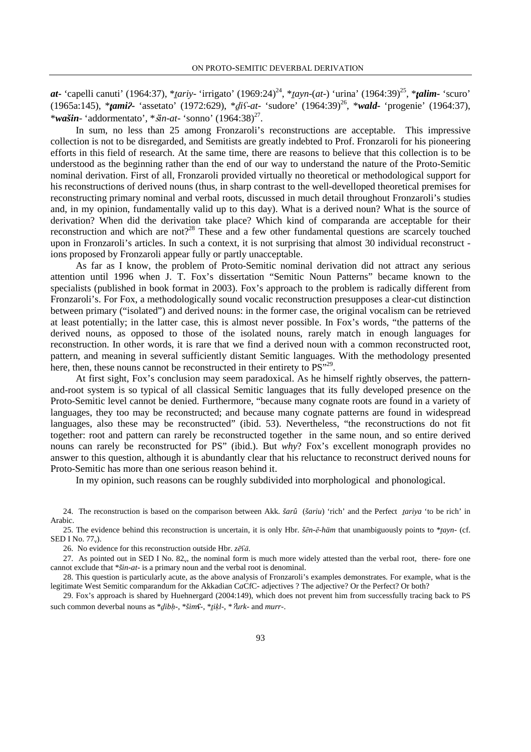***at*-** 'capelli canuti' (1964:37), *\*ṯariy*- 'irrigato' (1969:24)[24], *\*ṯayn*-(*at*-) 'urina' (1964:39)[25], ***\*ṭalim*-** 'scuro' (1965a:145), ***\*ṭamiʔ*-** 'assetato' (1972:629), *\*ḏiʕ-at*- 'sudore' (1964:39)[26], ***\*wald*-** 'progenie' (1964:37), ***\*wašin***- 'addormentato', *\*šin-at*- 'sonno' (1964:38)[27].

In sum, no less than 25 among Fronzaroli's reconstructions are acceptable. This impressive collection is not to be disregarded, and Semitists are greatly indebted to Prof. Fronzaroli for his pioneering efforts in this field of research. At the same time, there are reasons to believe that this collection is to be understood as the beginning rather than the end of our way to understand the nature of the Proto-Semitic nominal derivation. First of all, Fronzaroli provided virtually no theoretical or methodological support for his reconstructions of derived nouns (thus, in sharp contrast to the well-develloped theoretical premises for reconstructing primary nominal and verbal roots, discussed in much detail throughout Fronzaroli's studies and, in my opinion, fundamentally valid up to this day). What is a derived noun? What is the source of derivation? When did the derivation take place? Which kind of comparanda are acceptable for their reconstruction and which are not?[28] These and a few other fundamental questions are scarcely touched upon in Fronzaroli's articles. In such a context, it is not surprising that almost 30 individual reconstruct - ions proposed by Fronzaroli appear fully or partly unacceptable.

As far as I know, the problem of Proto-Semitic nominal derivation did not attract any serious attention until 1996 when J. T. Fox's dissertation "Semitic Noun Patterns" became known to the specialists (published in book format in 2003). Fox's approach to the problem is radically different from Fronzaroli's. For Fox, a methodologically sound vocalic reconstruction presupposes a clear-cut distinction between primary ("isolated") and derived nouns: in the former case, the original vocalism can be retrieved at least potentially; in the latter case, this is almost never possible. In Fox's words, "the patterns of the derived nouns, as opposed to those of the isolated nouns, rarely match in enough languages for reconstruction. In other words, it is rare that we find a derived noun with a common reconstructed root, pattern, and meaning in several sufficiently distant Semitic languages. With the methodology presented here, then, these nouns cannot be reconstructed in their entirety to PS"[29].

At first sight, Fox's conclusion may seem paradoxical. As he himself rightly observes, the pattern-and-root system is so typical of all classical Semitic languages that its fully developed presence on the Proto-Semitic level cannot be denied. Furthermore, "because many cognate roots are found in a variety of languages, they too may be reconstructed; and because many cognate patterns are found in widespread languages, also these may be reconstructed" (ibid. 53). Nevertheless, "the reconstructions do not fit together: root and pattern can rarely be reconstructed together in the same noun, and so entire derived nouns can rarely be reconstructed for PS" (ibid.). But *why*? Fox's excellent monograph provides no answer to this question, although it is abundantly clear that his reluctance to reconstruct derived nouns for Proto-Semitic has more than one serious reason behind it.

In my opinion, such reasons can be roughly subdivided into morphological and phonological.

---

24. The reconstruction is based on the comparison between Akk. *šarû* (*šariu*) 'rich' and the Perfect *ṯariya* 'to be rich' in Arabic.

25. The evidence behind this reconstruction is uncertain, it is only Hbr. *šēn-ē-häm* that unambiguously points to *\*ṯayn*- (cf. SED I No. $77_v$).

26. No evidence for this reconstruction outside Hbr. *zēʕā*.

27. As pointed out in SED I No. $82_v$, the nominal form is much more widely attested than the verbal root, there- fore one cannot exclude that *\*šin-at*- is a primary noun and the verbal root is denominal.

28. This question is particularly acute, as the above analysis of Fronzaroli's examples demonstrates. For example, what is the legitimate West Semitic comparandum for the Akkadian C*a*CfC- adjectives ? The adjective? Or the Perfect? Or both?

29. Fox's approach is shared by Huehnergard (2004:149), which does not prevent him from successfully tracing back to PS such common deverbal nouns as *\*ḏibḥ*-, *\*šimʕ*-, *\*ṯiḳl*-, *\*ʔurk*- and *murr*-.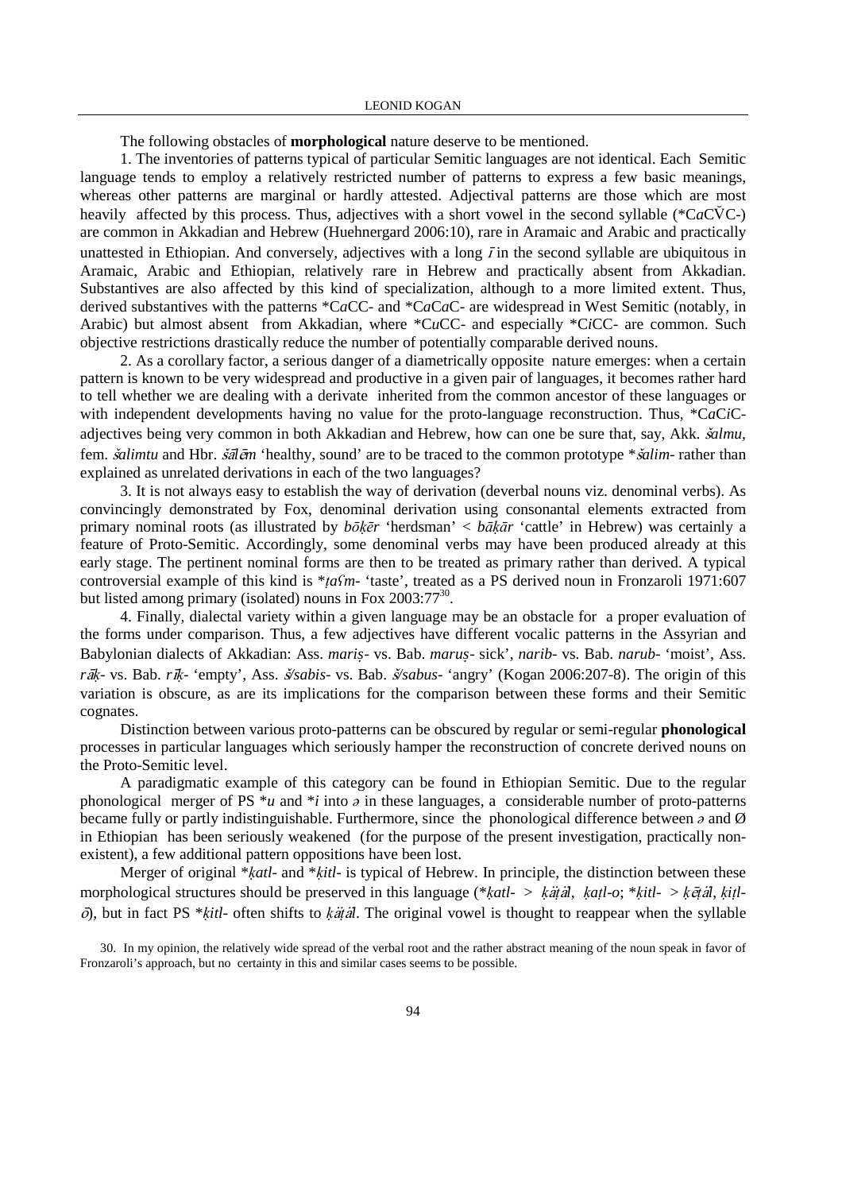The following obstacles of **morphological** nature deserve to be mentioned.

1. The inventories of patterns typical of particular Semitic languages are not identical. Each Semitic language tends to employ a relatively restricted number of patterns to express a few basic meanings, whereas other patterns are marginal or hardly attested. Adjectival patterns are those which are most heavily affected by this process. Thus, adjectives with a short vowel in the second syllable (*C*a*CV̆C-) are common in Akkadian and Hebrew (Huehnergard 2006:10), rare in Aramaic and Arabic and practically unattested in Ethiopian. And conversely, adjectives with a long *ī* in the second syllable are ubiquitous in Aramaic, Arabic and Ethiopian, relatively rare in Hebrew and practically absent from Akkadian. Substantives are also affected by this kind of specialization, although to a more limited extent. Thus, derived substantives with the patterns *C*a*CC- and *C*a*C*a*C- are widespread in West Semitic (notably, in Arabic) but almost absent from Akkadian, where *C*u*CC- and especially *C*i*CC- are common. Such objective restrictions drastically reduce the number of potentially comparable derived nouns.

2. As a corollary factor, a serious danger of a diametrically opposite nature emerges: when a certain pattern is known to be very widespread and productive in a given pair of languages, it becomes rather hard to tell whether we are dealing with a derivate inherited from the common ancestor of these languages or with independent developments having no value for the proto-language reconstruction. Thus, *C*a*C*i*C-adjectives being very common in both Akkadian and Hebrew, how can one be sure that, say, Akk. *šalmu*, fem. *šalimtu* and Hbr. *šālēm* 'healthy, sound' are to be traced to the common prototype **šalim-* rather than explained as unrelated derivations in each of the two languages?

3. It is not always easy to establish the way of derivation (deverbal nouns viz. denominal verbs). As convincingly demonstrated by Fox, denominal derivation using consonantal elements extracted from primary nominal roots (as illustrated by *bōḳēr* 'herdsman' < *bāḳār* 'cattle' in Hebrew) was certainly a feature of Proto-Semitic. Accordingly, some denominal verbs may have been produced already at this early stage. The pertinent nominal forms are then to be treated as primary rather than derived. A typical controversial example of this kind is **ṭaʕm-* 'taste', treated as a PS derived noun in Fronzaroli 1971:607 but listed among primary (isolated) nouns in Fox 2003:77[30].

4. Finally, dialectal variety within a given language may be an obstacle for a proper evaluation of the forms under comparison. Thus, a few adjectives have different vocalic patterns in the Assyrian and Babylonian dialects of Akkadian: Ass. *mariṣ-* vs. Bab. *maruṣ-* sick', *narib-* vs. Bab. *narub-* 'moist', Ass. *rāḳ-* vs. Bab. *rīḳ-* 'empty', Ass. *š/sabis-* vs. Bab. *š/sabus-* 'angry' (Kogan 2006:207-8). The origin of this variation is obscure, as are its implications for the comparison between these forms and their Semitic cognates.

Distinction between various proto-patterns can be obscured by regular or semi-regular **phonological** processes in particular languages which seriously hamper the reconstruction of concrete derived nouns on the Proto-Semitic level.

A paradigmatic example of this category can be found in Ethiopian Semitic. Due to the regular phonological merger of PS **u* and **i* into *ə* in these languages, a considerable number of proto-patterns became fully or partly indistinguishable. Furthermore, since the phonological difference between *ə* and Ø in Ethiopian has been seriously weakened (for the purpose of the present investigation, practically non-existent), a few additional pattern oppositions have been lost.

Merger of original **ḳatl-* and **ḳitl-* is typical of Hebrew. In principle, the distinction between these morphological structures should be preserved in this language (**ḳatl-* > *ḳắṭắl*, *ḳaṭl-o*; **ḳitl-* > *ḳēṭắl*, *ḳiṭl-ō*), but in fact PS **ḳitl-* often shifts to *ḳắṭắl*. The original vowel is thought to reappear when the syllable

30. In my opinion, the relatively wide spread of the verbal root and the rather abstract meaning of the noun speak in favor of Fronzaroli's approach, but no certainty in this and similar cases seems to be possible.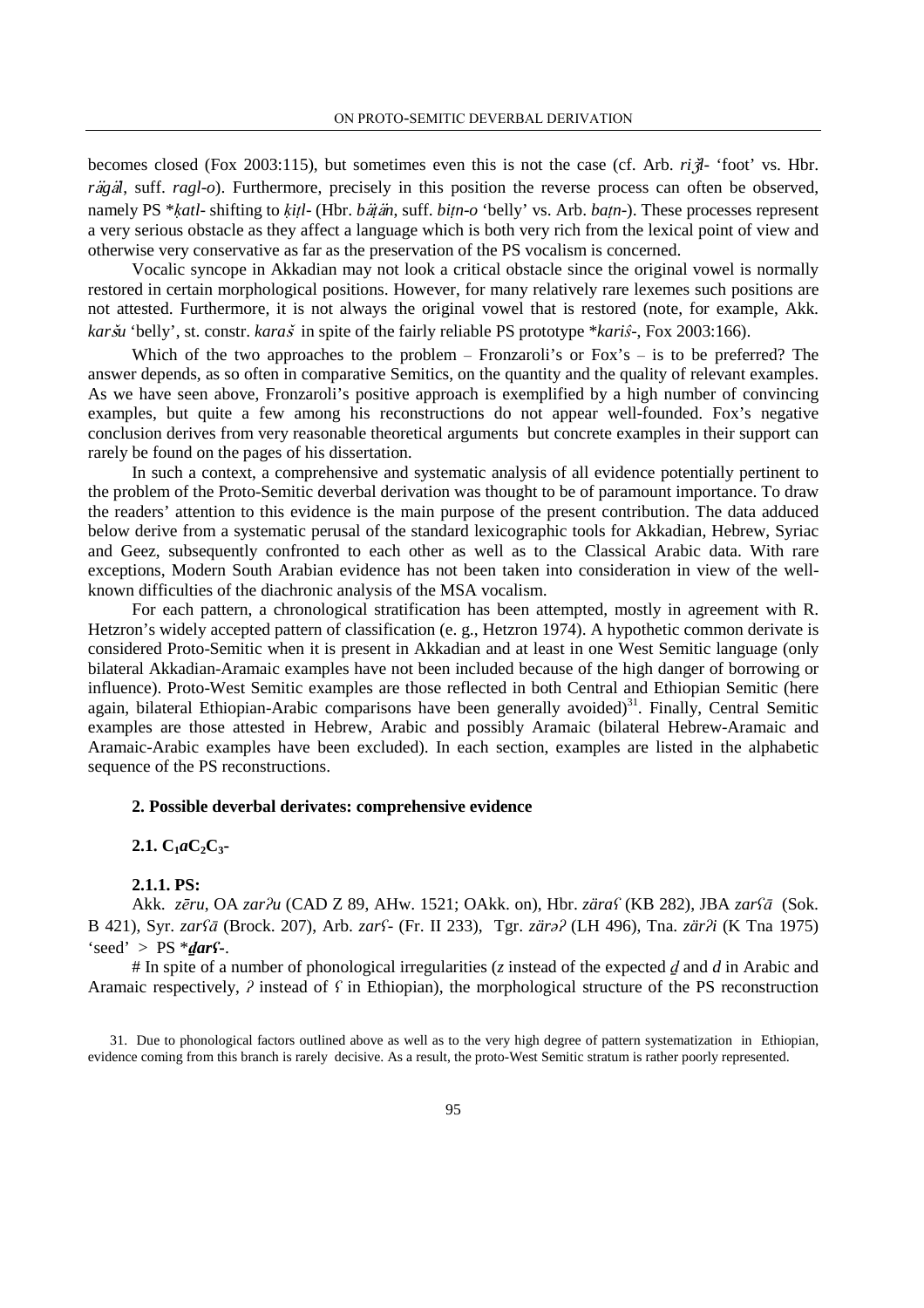becomes closed (Fox 2003:115), but sometimes even this is not the case (cf. Arb. *riǯl-* 'foot' vs. Hbr. *rägäl*, suff. *ragl-o*). Furthermore, precisely in this position the reverse process can often be observed, namely PS *\*ḳatl-* shifting to *ḳiṭl-* (Hbr. *bäṭän*, suff. *biṭn-o* 'belly' vs. Arb. *baṭn-*). These processes represent a very serious obstacle as they affect a language which is both very rich from the lexical point of view and otherwise very conservative as far as the preservation of the PS vocalism is concerned.

Vocalic syncope in Akkadian may not look a critical obstacle since the original vowel is normally restored in certain morphological positions. However, for many relatively rare lexemes such positions are not attested. Furthermore, it is not always the original vowel that is restored (note, for example, Akk. *karšu* 'belly', st. constr. *karaš* in spite of the fairly reliable PS prototype *\*kariś-*, Fox 2003:166).

Which of the two approaches to the problem – Fronzaroli's or Fox's – is to be preferred? The answer depends, as so often in comparative Semitics, on the quantity and the quality of relevant examples. As we have seen above, Fronzaroli's positive approach is exemplified by a high number of convincing examples, but quite a few among his reconstructions do not appear well-founded. Fox's negative conclusion derives from very reasonable theoretical arguments but concrete examples in their support can rarely be found on the pages of his dissertation.

In such a context, a comprehensive and systematic analysis of all evidence potentially pertinent to the problem of the Proto-Semitic deverbal derivation was thought to be of paramount importance. To draw the readers' attention to this evidence is the main purpose of the present contribution. The data adduced below derive from a systematic perusal of the standard lexicographic tools for Akkadian, Hebrew, Syriac and Geez, subsequently confronted to each other as well as to the Classical Arabic data. With rare exceptions, Modern South Arabian evidence has not been taken into consideration in view of the well-known difficulties of the diachronic analysis of the MSA vocalism.

For each pattern, a chronological stratification has been attempted, mostly in agreement with R. Hetzron's widely accepted pattern of classification (e. g., Hetzron 1974). A hypothetic common derivate is considered Proto-Semitic when it is present in Akkadian and at least in one West Semitic language (only bilateral Akkadian-Aramaic examples have not been included because of the high danger of borrowing or influence). Proto-West Semitic examples are those reflected in both Central and Ethiopian Semitic (here again, bilateral Ethiopian-Arabic comparisons have been generally avoided)[31]. Finally, Central Semitic examples are those attested in Hebrew, Arabic and possibly Aramaic (bilateral Hebrew-Aramaic and Aramaic-Arabic examples have been excluded). In each section, examples are listed in the alphabetic sequence of the PS reconstructions.

## 2. Possible deverbal derivates: comprehensive evidence

### 2.1. $C_1aC_2C_3$-

#### 2.1.1. PS:

Akk. *zēru*, OA *zarʔu* (CAD Z 89, AHw. 1521; OAkk. on), Hbr. *zäraʕ* (KB 282), JBA *zarʕā* (Sok. B 421), Syr. *zarʕā* (Brock. 207), Arb. *zarʕ-* (Fr. II 233), Tgr. *zärəʔ* (LH 496), Tna. *zärʔi* (K Tna 1975) 'seed' > PS *\****ḏarʕ-***.

# In spite of a number of phonological irregularities (*z* instead of the expected *ḏ* and *d* in Arabic and Aramaic respectively, *ʔ* instead of *ʕ* in Ethiopian), the morphological structure of the PS reconstruction

31. Due to phonological factors outlined above as well as to the very high degree of pattern systematization in Ethiopian, evidence coming from this branch is rarely decisive. As a result, the proto-West Semitic stratum is rather poorly represented.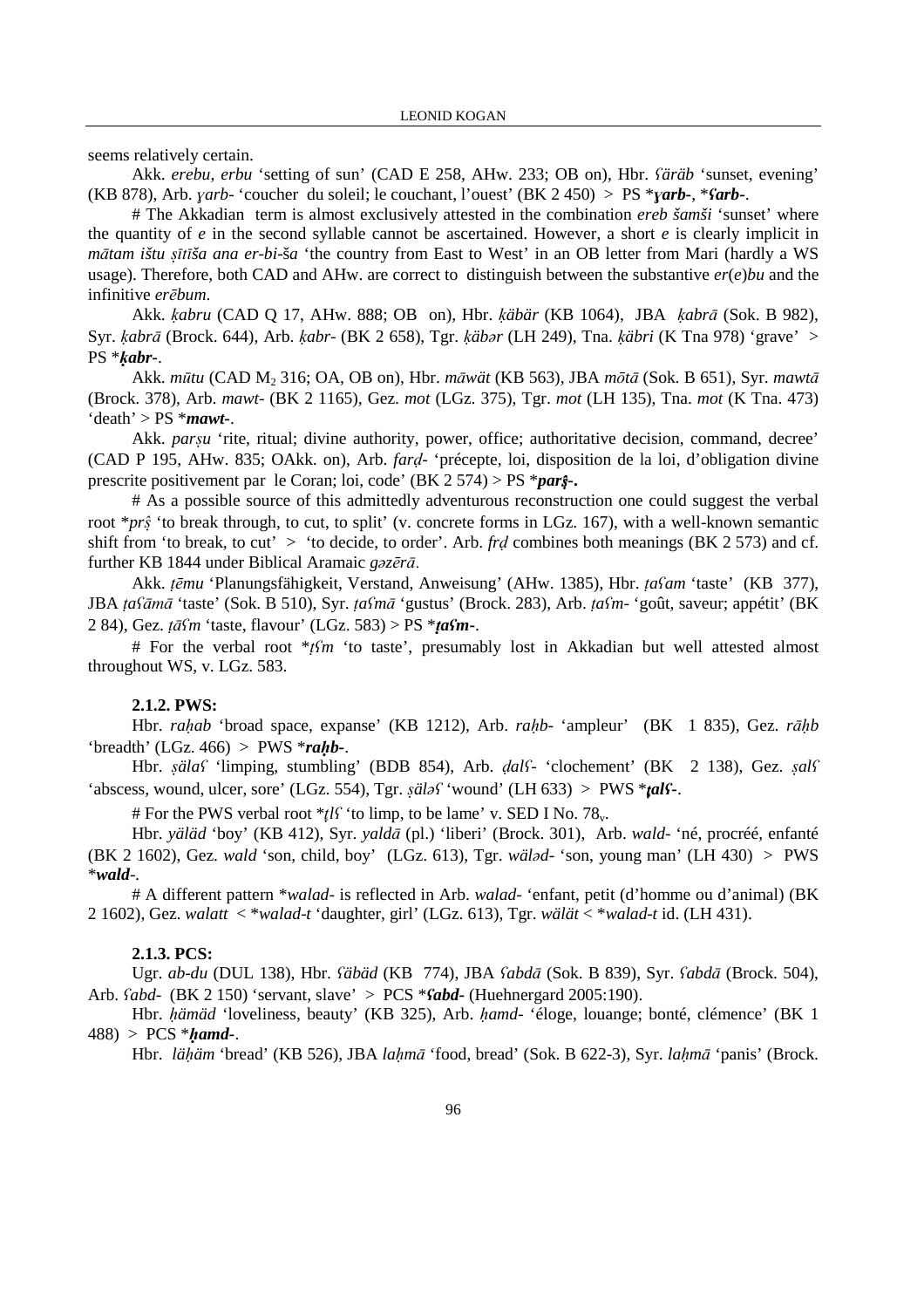seems relatively certain.

Akk. *erebu*, *erbu* 'setting of sun' (CAD E 258, AHw. 233; OB on), Hbr. *ʕäräb* 'sunset, evening' (KB 878), Arb. *ɣarb-* 'coucher du soleil; le couchant, l'ouest' (BK 2 450) > PS ***ɣarb-**, ***ʕarb-**.

# The Akkadian term is almost exclusively attested in the combination *ereb šamši* 'sunset' where the quantity of *e* in the second syllable cannot be ascertained. However, a short *e* is clearly implicit in *mātam ištu ṣītīša ana er-bi-ša* 'the country from East to West' in an OB letter from Mari (hardly a WS usage). Therefore, both CAD and AHw. are correct to distinguish between the substantive *er*(*e*)*bu* and the infinitive *erēbum*.

Akk. *ḳabru* (CAD Q 17, AHw. 888; OB on), Hbr. *ḳäbär* (KB 1064), JBA *ḳabrā* (Sok. B 982), Syr. *ḳabrā* (Brock. 644), Arb. *ḳabr-* (BK 2 658), Tgr. *ḳäbər* (LH 249), Tna. *ḳäbri* (K Tna 978) 'grave' > PS ***ḳabr-**.

Akk. *mūtu* (CAD $M_2$ 316; OA, OB on), Hbr. *māwät* (KB 563), JBA *mōtā* (Sok. B 651), Syr. *mawtā* (Brock. 378), Arb. *mawt-* (BK 2 1165), Gez. *mot* (LGz. 375), Tgr. *mot* (LH 135), Tna. *mot* (K Tna. 473) 'death' > PS ***mawt-**.

Akk. *parṣu* 'rite, ritual; divine authority, power, office; authoritative decision, command, decree' (CAD P 195, AHw. 835; OAkk. on), Arb. *farḍ-* 'précepte, loi, disposition de la loi, d'obligation divine prescrite positivement par le Coran; loi, code' (BK 2 574) > PS ***parṣ̂-.**

# As a possible source of this admittedly adventurous reconstruction one could suggest the verbal root *\*prṣ̂* 'to break through, to cut, to split' (v. concrete forms in LGz. 167), with a well-known semantic shift from 'to break, to cut' > 'to decide, to order'. Arb. *frḍ* combines both meanings (BK 2 573) and cf. further KB 1844 under Biblical Aramaic *gəzērā*.

Akk. *ṭēmu* 'Planungsfähigkeit, Verstand, Anweisung' (AHw. 1385), Hbr. *ṭaʕam* 'taste' (KB 377), JBA *ṭaʕāmā* 'taste' (Sok. B 510), Syr. *ṭaʕmā* 'gustus' (Brock. 283), Arb. *ṭaʕm-* 'goût, saveur; appétit' (BK 2 84), Gez. *ṭāʕm* 'taste, flavour' (LGz. 583) > PS ***ṭaʕm-**.

# For the verbal root *\*ṭʕm* 'to taste', presumably lost in Akkadian but well attested almost throughout WS, v. LGz. 583.

**2.1.2. PWS:**

Hbr. *raḥab* 'broad space, expanse' (KB 1212), Arb. *raḥb-* 'ampleur' (BK 1 835), Gez. *rāḥb* 'breadth' (LGz. 466) > PWS ***raḥb-**.

Hbr. *ṣälaʕ* 'limping, stumbling' (BDB 854), Arb. *ḍalʕ-* 'clochement' (BK 2 138), Gez. *ṣalʕ* 'abscess, wound, ulcer, sore' (LGz. 554), Tgr. *ṣäləʕ* 'wound' (LH 633) > PWS ***ṭ̣alʕ-**.

# For the PWS verbal root *\*ṭ̣lʕ* 'to limp, to be lame' v. SED I No. $78_v$.

Hbr. *yäläd* 'boy' (KB 412), Syr. *yaldā* (pl.) 'liberi' (Brock. 301), Arb. *wald-* 'né, procréé, enfanté (BK 2 1602), Gez. *wald* 'son, child, boy' (LGz. 613), Tgr. *wäləd-* 'son, young man' (LH 430) > PWS ***wald-**.

# A different pattern *\*walad-* is reflected in Arb. *walad-* 'enfant, petit (d'homme ou d'animal) (BK 2 1602), Gez. *walatt* < *\*walad-t* 'daughter, girl' (LGz. 613), Tgr. *wälät* < *\*walad-t* id. (LH 431).

**2.1.3. PCS:**

Ugr. *ab-du* (DUL 138), Hbr. *ʕäbäd* (KB 774), JBA *ʕabdā* (Sok. B 839), Syr. *ʕabdā* (Brock. 504), Arb. *ʕabd-* (BK 2 150) 'servant, slave' > PCS ***ʕabd-** (Huehnergard 2005:190).

Hbr. *ḥämäd* 'loveliness, beauty' (KB 325), Arb. *ḥamd-* 'éloge, louange; bonté, clémence' (BK 1 488) > PCS ***ḥamd-**.

Hbr. *läḥäm* 'bread' (KB 526), JBA *laḥmā* 'food, bread' (Sok. B 622-3), Syr. *laḥmā* 'panis' (Brock.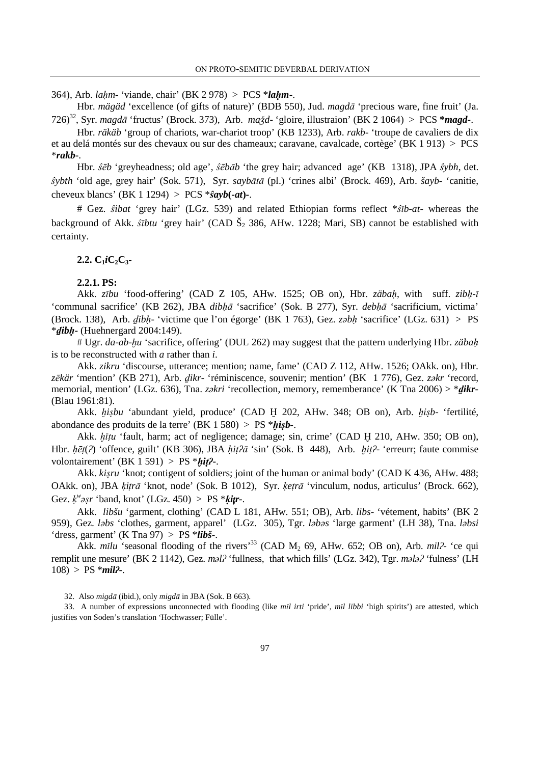364), Arb. *laḥm*- 'viande, chair' (BK 2 978) > PCS ****laḥm***-.

Hbr. *mägäd* 'excellence (of gifts of nature)' (BDB 550), Jud. *magdā* 'precious ware, fine fruit' (Ja. 726)[32], Syr. *magdā* 'fructus' (Brock. 373), Arb. *maǯd*- 'gloire, illustraion' (BK 2 1064) > PCS ***magd***-.

Hbr. *räkäb* 'group of chariots, war-chariot troop' (KB 1233), Arb. *rakb*- 'troupe de cavaliers de dix et au delá montés sur des chevaux ou sur des chameaux; caravane, cavalcade, cortège' (BK 1 913) > PCS *****rakb***-.

Hbr. *ŝēb* 'greyheadness; old age', *ŝēbāb* 'the grey hair; advanced age' (KB 1318), JPA *ŝybh*, det. *ŝybth* 'old age, grey hair' (Sok. 571), Syr. *saybātā* (pl.) 'crines albi' (Brock. 469), Arb. *šayb*- 'canitie, cheveux blancs' (BK 1 1294) > PCS ****ŝayb(-at)***-.

# Gez. *ŝibat* 'grey hair' (LGz. 539) and related Ethiopian forms reflect **ŝīb-at*- whereas the background of Akk. *ŝībtu* 'grey hair' (CAD $\check{S}_2$ 386, AHw. 1228; Mari, SB) cannot be established with certainty.

### 2.2. $C_1iC_2C_3$-

#### 2.2.1. PS:

Akk. *zību* 'food-offering' (CAD Z 105, AHw. 1525; OB on), Hbr. *zäbaḥ*, with suff. *zibḥ-ī* 'communal sacrifice' (KB 262), JBA *dibḥā* 'sacrifice' (Sok. B 277), Syr. *debḥā* 'sacrificium, victima' (Brock. 138), Arb. *ḏibḥ*- 'victime que l'on égorge' (BK 1 763), Gez. *zəbḥ* 'sacrifice' (LGz. 631) > PS *****ḏibḥ***- (Huehnergard 2004:149).

# Ugr. *da-ab-ḫu* 'sacrifice, offering' (DUL 262) may suggest that the pattern underlying Hbr. *zäbaḥ* is to be reconstructed with *a* rather than *i*.

Akk. *zikru* 'discourse, utterance; mention; name, fame' (CAD Z 112, AHw. 1526; OAkk. on), Hbr. *zēkär* 'mention' (KB 271), Arb. *ḏikr*- 'réminiscence, souvenir; mention' (BK 1 776), Gez. *zəkr* 'record, memorial, mention' (LGz. 636), Tna. *zəkri* 'recollection, memory, rememberance' (K Tna 2006) > ****ḏikr***- (Blau 1961:81).

Akk. *ḫiṣbu* 'abundant yield, produce' (CAD Ḫ 202, AHw. 348; OB on), Arb. *ḫiṣb*- 'fertilité, abondance des produits de la terre' (BK 1 580) > PS ****ḫiṣb***-.

Akk. *ḫīṭu* 'fault, harm; act of negligence; damage; sin, crime' (CAD Ḫ 210, AHw. 350; OB on), Hbr. *ḥēṭ*(*ʔ*) 'offence, guilt' (KB 306), JBA *ḥiṭʔā* 'sin' (Sok. B 448), Arb. *ḫiṭʔ*- 'erreurr; faute commise volontairement' (BK 1 591) > PS ****ḫiṭʔ***-.

Akk. *kiṣru* 'knot; contigent of soldiers; joint of the human or animal body' (CAD K 436, AHw. 488; OAkk. on), JBA *ḳiṭrā* 'knot, node' (Sok. B 1012), Syr. *ḳeṭrā* 'vinculum, nodus, articulus' (Brock. 662), Gez. *ḳʷəṣr* 'band, knot' (LGz. 450) > PS ****ḳiṭr***-.

Akk. *libšu* 'garment, clothing' (CAD L 181, AHw. 551; OB), Arb. *libs*- 'vétement, habits' (BK 2 959), Gez. *ləbs* 'clothes, garment, apparel' (LGz. 305), Tgr. *ləbəs* 'large garment' (LH 38), Tna. *ləbsi* 'dress, garment' (K Tna 97) > PS ****libš***-.

Akk. *mīlu* 'seasonal flooding of the rivers'[33] (CAD $M_2$ 69, AHw. 652; OB on), Arb. *milʔ*- 'ce qui remplit une mesure' (BK 2 1142), Gez. *məlʔ* 'fullness, that which fills' (LGz. 342), Tgr. *mələʔ* 'fulness' (LH 108) > PS ****milʔ***-.

32. Also *migdā* (ibid.), only *migdā* in JBA (Sok. B 663).

33. A number of expressions unconnected with flooding (like *mīl irti* 'pride', *mīl libbi* 'high spirits') are attested, which justifies von Soden's translation 'Hochwasser; Fülle'.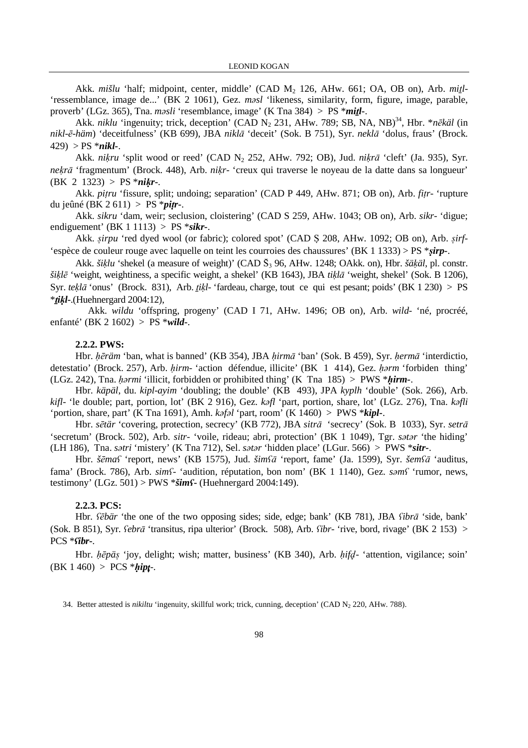Akk. *mišlu* 'half; midpoint, center, middle' (CAD M$_2$ 126, AHw. 661; OA, OB on), Arb. *miṯl-* 'ressemblance, image de...' (BK 2 1061), Gez. *məsl* 'likeness, similarity, form, figure, image, parable, proverb' (LGz. 365), Tna. *məsli* 'resemblance, image' (K Tna 384) > PS \****miṯl-***.

Akk. *niklu* 'ingenuity; trick, deception' (CAD N$_2$ 231, AHw. 789; SB, NA, NB)[34], Hbr. \**nēkäl* (in *nikl-ē-häm*) 'deceitfulness' (KB 699), JBA *niklā* 'deceit' (Sok. B 751), Syr. *neklā* 'dolus, fraus' (Brock. 429) > PS \****nikl-***.

Akk. *niḳru* 'split wood or reed' (CAD N$_2$ 252, AHw. 792; OB), Jud. *niḳrā* 'cleft' (Ja. 935), Syr. *neḳrā* 'fragmentum' (Brock. 448), Arb. *niḳr-* 'creux qui traverse le noyeau de la datte dans sa longueur' (BK 2 1323) > PS \****niḳr-***.

Akk. *piṭru* 'fissure, split; undoing; separation' (CAD P 449, AHw. 871; OB on), Arb. *fiṭr-* 'rupture du jeûné (BK 2 611) > PS \****piṭr-***.

Akk. *sikru* 'dam, weir; seclusion, cloistering' (CAD S 259, AHw. 1043; OB on), Arb. *sikr-* 'digue; endiguement' (BK 1 1113) > PS \****sikr-***.

Akk. *ṣirpu* 'red dyed wool (or fabric); colored spot' (CAD Ṣ 208, AHw. 1092; OB on), Arb. *ṣirf-* 'espèce de couleur rouge avec laquelle on teint les courroies des chaussures' (BK 1 1333) > PS \****ṣirp-***.

Akk. *šiḳlu* 'shekel (a measure of weight)' (CAD Š$_3$ 96, AHw. 1248; OAkk. on), Hbr. *šäḳäl*, pl. constr. *šiḳlē* 'weight, weightiness, a specific weight, a shekel' (KB 1643), JBA *tiḳlā* 'weight, shekel' (Sok. B 1206), Syr. *teḳlā* 'onus' (Brock. 831), Arb. *ṯiḳl-* 'fardeau, charge, tout ce qui est pesant; poids' (BK 1 230) > PS \****ṯiḳl-***.(Huehnergard 2004:12),

Akk. *wildu* 'offspring, progeny' (CAD I 71, AHw. 1496; OB on), Arb. *wild-* 'né, procréé, enfanté' (BK 2 1602) > PS \****wild-***.

### 2.2.2. PWS:

Hbr. *ḥēräm* 'ban, what is banned' (KB 354), JBA *ḥirmā* 'ban' (Sok. B 459), Syr. *ḥermā* 'interdictio, detestatio' (Brock. 257), Arb. *ḥirm-* 'action défendue, illicite' (BK 1 414), Gez. *ḥərm* 'forbiden thing' (LGz. 242), Tna. *ḥərmi* 'illicit, forbidden or prohibited thing' (K Tna 185) > PWS \****ḥirm-***.

Hbr. *käpäl*, du. *kipl-ayim* 'doubling; the double' (KB 493), JPA *kyplh* 'double' (Sok. 266), Arb. *kifl-* 'le double; part, portion, lot' (BK 2 916), Gez. *kəfl* 'part, portion, share, lot' (LGz. 276), Tna. *kəfli* 'portion, share, part' (K Tna 1691), Amh. *kəfəl* 'part, room' (K 1460) > PWS \****kipl-***.

Hbr. *sētär* 'covering, protection, secrecy' (KB 772), JBA *sitrā* 'secrecy' (Sok. B 1033), Syr. *setrā* 'secretum' (Brock. 502), Arb. *sitr-* 'voile, rideau; abri, protection' (BK 1 1049), Tgr. *sətər* 'the hiding' (LH 186), Tna. *sətri* 'mistery' (K Tna 712), Sel. *sətər* 'hidden place' (LGur. 566) > PWS \****sitr-***.

Hbr. *šēmaʕ* 'report, news' (KB 1575), Jud. *šimʕā* 'report, fame' (Ja. 1599), Syr. *šemʕā* 'auditus, fama' (Brock. 786), Arb. *simʕ-* 'audition, réputation, bon nom' (BK 1 1140), Gez. *səmʕ* 'rumor, news, testimony' (LGz. 501) > PWS \****šimʕ-*** (Huehnergard 2004:149).

### 2.2.3. PCS:

Hbr. *ʕēbär* 'the one of the two opposing sides; side, edge; bank' (KB 781), JBA *ʕibrā* 'side, bank' (Sok. B 851), Syr. *ʕebrā* 'transitus, ripa ulterior' (Brock. 508), Arb. *ʕibr-* 'rive, bord, rivage' (BK 2 153) > PCS \****ʕibr-***.

Hbr. *ḥēpäṣ* 'joy, delight; wish; matter, business' (KB 340), Arb. *ḥifḏ̣-* 'attention, vigilance; soin' (BK 1 460) > PCS \****ḥipṱ-***.

---

34. Better attested is *nikiltu* 'ingenuity, skillful work; trick, cunning, deception' (CAD N$_2$ 220, AHw. 788).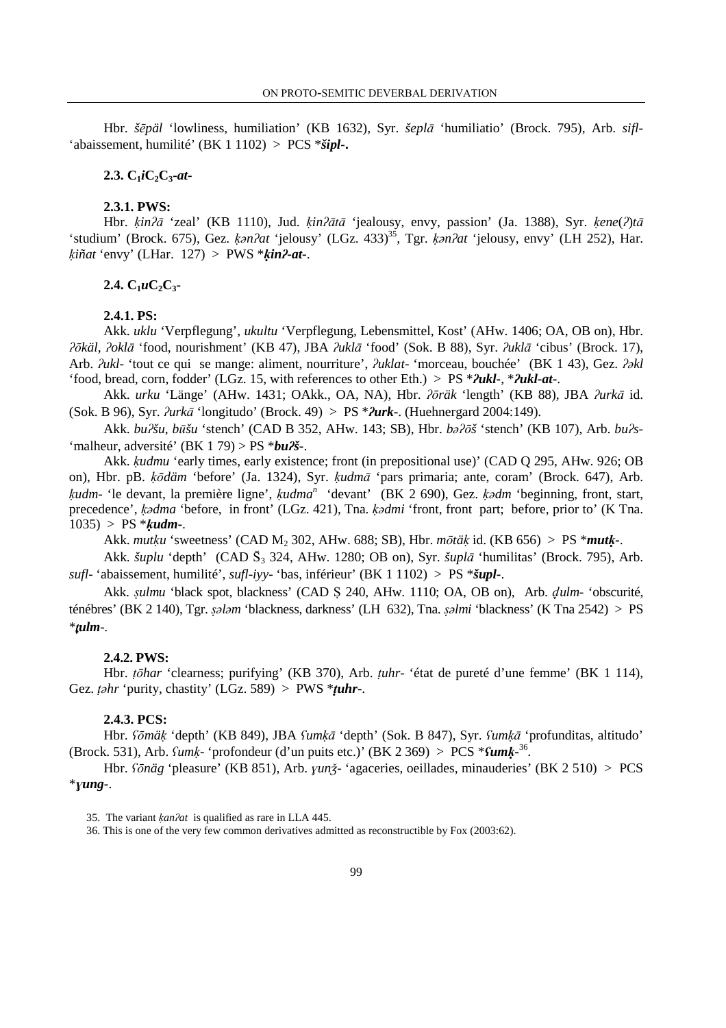Hbr. *šēpāl* 'lowliness, humiliation' (KB 1632), Syr. *šeplā* 'humiliatio' (Brock. 795), Arb. *sifl*- 'abaissement, humilité' (BK 1 1102) > PCS ***šipl-.***

#### 2.3. $C_1iC_2C_3$-*at*-

##### 2.3.1. PWS:

Hbr. *ḳinʔā* 'zeal' (KB 1110), Jud. *ḳinʔātā* 'jealousy, envy, passion' (Ja. 1388), Syr. *ḳene*(*ʔ*)*tā* 'studium' (Brock. 675), Gez. *ḳənʔat* 'jelousy' (LGz. 433)[35], Tgr. *ḳənʔat* 'jelousy, envy' (LH 252), Har. *ḳiñat* 'envy' (LHar. 127) > PWS ****ḳinʔ-at-***.

#### 2.4. $C_1uC_2C_3$-

##### 2.4.1. PS:

Akk. *uklu* 'Verpflegung', *ukultu* 'Verpflegung, Lebensmittel, Kost' (AHw. 1406; OA, OB on), Hbr. *ʔōkäl*, *ʔoklā* 'food, nourishment' (KB 47), JBA *ʔuklā* 'food' (Sok. B 88), Syr. *ʔuklā* 'cibus' (Brock. 17), Arb. *ʔukl*- 'tout ce qui se mange: aliment, nourriture', *ʔuklat*- 'morceau, bouchée' (BK 1 43), Gez. *ʔəkl* 'food, bread, corn, fodder' (LGz. 15, with references to other Eth.) > PS ****ʔukl-***, ****ʔukl-at-***.

Akk. *urku* 'Länge' (AHw. 1431; OAkk., OA, NA), Hbr. *ʔōräk* 'length' (KB 88), JBA *ʔurkā* id. (Sok. B 96), Syr. *ʔurkā* 'longitudo' (Brock. 49) > PS ****ʔurk-***. (Huehnergard 2004:149).

Akk. *buʔšu*, *būšu* 'stench' (CAD B 352, AHw. 143; SB), Hbr. *bəʔōš* 'stench' (KB 107), Arb. *buʔs*- 'malheur, adversité' (BK 1 79) > PS ****buʔš-***.

Akk. *ḳudmu* 'early times, early existence; front (in prepositional use)' (CAD Q 295, AHw. 926; OB on), Hbr. pB. *ḳōdäm* 'before' (Ja. 1324), Syr. *ḳudmā* 'pars primaria; ante, coram' (Brock. 647), Arb. *ḳudm*- 'le devant, la première ligne', *ḳudma*[n] 'devant' (BK 2 690), Gez. *ḳədm* 'beginning, front, start, precedence', *ḳədma* 'before, in front' (LGz. 421), Tna. *ḳədmi* 'front, front part; before, prior to' (K Tna. 1035) > PS ****ḳudm-***.

Akk. *mutḳu* 'sweetness' (CAD $M_2$ 302, AHw. 688; SB), Hbr. *mōtäḳ* id. (KB 656) > PS ****mutḳ-***.

Akk. *šuplu* 'depth' (CAD $Š_3$ 324, AHw. 1280; OB on), Syr. *šuplā* 'humilitas' (Brock. 795), Arb. *sufl*- 'abaissement, humilité', *sufl-iyy*- 'bas, inférieur' (BK 1 1102) > PS ****šupl-***.

Akk. *ṣulmu* 'black spot, blackness' (CAD Ṣ 240, AHw. 1110; OA, OB on), Arb. *ḏ̣ulm*- 'obscurité, ténébres' (BK 2 140), Tgr. *ṣələm* 'blackness, darkness' (LH 632), Tna. *ṣəlmi* 'blackness' (K Tna 2542) > PS ****ṭ̣ulm-***.

##### 2.4.2. PWS:

Hbr. *ṭōhar* 'clearness; purifying' (KB 370), Arb. *ṭuhr*- 'état de pureté d'une femme' (BK 1 114), Gez. *ṭəhr* 'purity, chastity' (LGz. 589) > PWS ****ṭuhr-***.

##### 2.4.3. PCS:

Hbr. *ʕōmäḳ* 'depth' (KB 849), JBA *ʕumḳā* 'depth' (Sok. B 847), Syr. *ʕumḳā* 'profunditas, altitudo' (Brock. 531), Arb. *ʕumḳ*- 'profondeur (d'un puits etc.)' (BK 2 369) > PCS ****ʕumḳ-***[36].

Hbr. *ʕōnäg* 'pleasure' (KB 851), Arb. *ɣunǯ*- 'agaceries, oeillades, minauderies' (BK 2 510) > PCS ****ɣung-***.

35. The variant *ḳanʔat* is qualified as rare in LLA 445.

36. This is one of the very few common derivatives admitted as reconstructible by Fox (2003:62).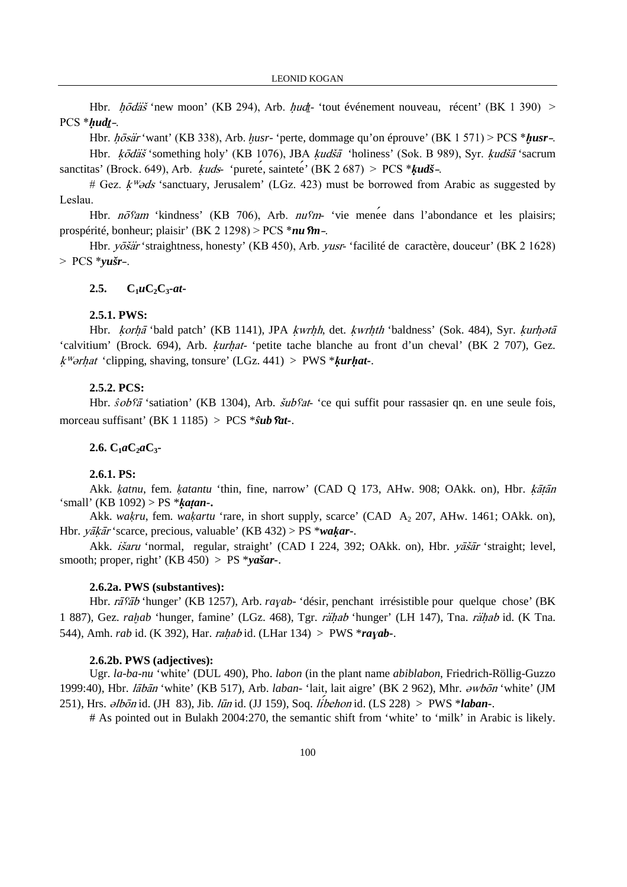Hbr. *ḥōdäš* 'new moon' (KB 294), Arb. *ḥudṯ*- 'tout événement nouveau, récent' (BK 1 390) > PCS **ḥudṯ*-.

Hbr. *ḥōsär* 'want' (KB 338), Arb. *ḫusr*- 'perte, dommage qu'on éprouve' (BK 1 571) > PCS **ḫusr*-.

Hbr. *ḳōdäš* 'something holy' (KB 1076), JBA *ḳudšā* 'holiness' (Sok. B 989), Syr. *ḳudšā* 'sacrum sanctitas' (Brock. 649), Arb. *ḳuds*- 'pureté, sainteté' (BK 2 687) > PCS **ḳudš*-.

# Gez. *ḳʷəds* 'sanctuary, Jerusalem' (LGz. 423) must be borrowed from Arabic as suggested by Leslau.

Hbr. *nōʕam* 'kindness' (KB 706), Arb. *nuʕm*- 'vie menée dans l'abondance et les plaisirs; prospérité, bonheur; plaisir' (BK 2 1298) > PCS **nuʕm*-.

Hbr. *yōšär* 'straightness, honesty' (KB 450), Arb. *yusr*- 'facilité de caractère, douceur' (BK 2 1628) > PCS **yušr*-.

## 2.5. $C_1uC_2C_3$-*at*-

### 2.5.1. PWS:

Hbr. *ḳorḥā* 'bald patch' (KB 1141), JPA *ḳwrḥh*, det. *ḳwrḥth* 'baldness' (Sok. 484), Syr. *ḳurḥətā* 'calvitium' (Brock. 694), Arb. *ḳurḥat*- 'petite tache blanche au front d'un cheval' (BK 2 707), Gez. *ḳʷərḥat* 'clipping, shaving, tonsure' (LGz. 441) > PWS **ḳurḥat*-.

### 2.5.2. PCS:

Hbr. *śobʕā* 'satiation' (KB 1304), Arb. *šubʕat*- 'ce qui suffit pour rassasier qn. en une seule fois, morceau suffisant' (BK 1 1185) > PCS **śubʕat*-.

## 2.6. $C_1aC_2aC_3$-

### 2.6.1. PS:

Akk. *ḳatnu*, fem. *ḳatantu* 'thin, fine, narrow' (CAD Q 173, AHw. 908; OAkk. on), Hbr. *ḳāṭān* 'small' (KB 1092) > PS **ḳaṭan*-.

Akk. *waḳru*, fem. *waḳartu* 'rare, in short supply, scarce' (CAD $A_2$ 207, AHw. 1461; OAkk. on), Hbr. *yāḳār* 'scarce, precious, valuable' (KB 432) > PS **waḳar*-.

Akk. *išaru* 'normal, regular, straight' (CAD I 224, 392; OAkk. on), Hbr. *yāšār* 'straight; level, smooth; proper, right' (KB 450) > PS **yašar*-.

### 2.6.2a. PWS (substantives):

Hbr. *rāʕāb* 'hunger' (KB 1257), Arb. *raɣab*- 'désir, penchant irrésistible pour quelque chose' (BK 1 887), Gez. *raḥab* 'hunger, famine' (LGz. 468), Tgr. *ráḥab* 'hunger' (LH 147), Tna. *räḥab* id. (K Tna. 544), Amh. *rab* id. (K 392), Har. *raḥab* id. (LHar 134) > PWS **raɣab*-.

### 2.6.2b. PWS (adjectives):

Ugr. *la-ba-nu* 'white' (DUL 490), Pho. *labon* (in the plant name *abiblabon*, Friedrich-Röllig-Guzzo 1999:40), Hbr. *lābān* 'white' (KB 517), Arb. *laban*- 'lait, lait aigre' (BK 2 962), Mhr. *əwbōn* 'white' (JM 251), Hrs. *əlbōn* id. (JH 83), Jib. *lūn* id. (JJ 159), Soq. *líbehon* id. (LS 228) > PWS **laban*-.

# As pointed out in Bulakh 2004:270, the semantic shift from 'white' to 'milk' in Arabic is likely.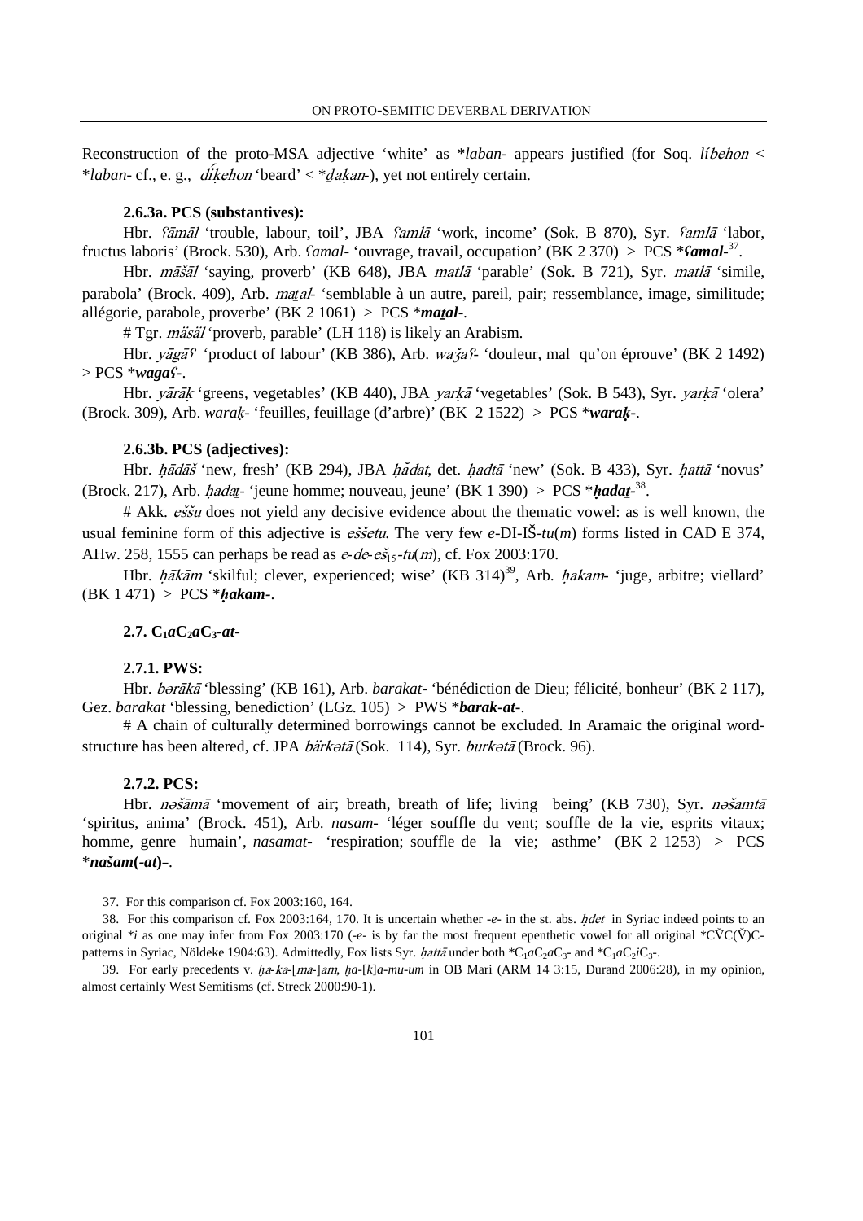Reconstruction of the proto-MSA adjective 'white' as \**laban*- appears justified (for Soq. *líbehon* < \**laban*- cf., e. g., *dík̹ehon* 'beard' < \**d̠ak̹an*-), yet not entirely certain.

#### 2.6.3a. PCS (substantives):

Hbr. *ʕāmāl* 'trouble, labour, toil', JBA *ʕamlā* 'work, income' (Sok. B 870), Syr. *ʕamlā* 'labor, fructus laboris' (Brock. 530), Arb. *ʕamal*- 'ouvrage, travail, occupation' (BK 2 370) > PCS \****ʕamal****-[37].

Hbr. *māšāl* 'saying, proverb' (KB 648), JBA *matlā* 'parable' (Sok. B 721), Syr. *matlā* 'simile, parabola' (Brock. 409), Arb. *mat̠al*- 'semblable à un autre, pareil, pair; ressemblance, image, similitude; allégorie, parabole, proverbe' (BK 2 1061) > PCS \****mat̠al****-.

# Tgr. *mäsäl* 'proverb, parable' (LH 118) is likely an Arabism.

Hbr. *yāgāʕ* 'product of labour' (KB 386), Arb. *waǯaʕ*- 'douleur, mal qu'on éprouve' (BK 2 1492) > PCS \****wagaʕ****-.

Hbr. *yārāk̹* 'greens, vegetables' (KB 440), JBA *yark̹ā* 'vegetables' (Sok. B 543), Syr. *yark̹ā* 'olera' (Brock. 309), Arb. *warak̹*- 'feuilles, feuillage (d'arbre)' (BK 2 1522) > PCS \****warak̹****-.

#### 2.6.3b. PCS (adjectives):

Hbr. *ḥādāš* 'new, fresh' (KB 294), JBA *ḥădat*, det. *ḥadtā* 'new' (Sok. B 433), Syr. *ḥattā* 'novus' (Brock. 217), Arb. *ḥadat̠*- 'jeune homme; nouveau, jeune' (BK 1 390) > PCS \****ḥadat̠****-[38].

# Akk. *eššu* does not yield any decisive evidence about the thematic vowel: as is well known, the usual feminine form of this adjective is *eššetu*. The very few *e*-DI-IŠ-*tu*(*m*) forms listed in CAD E 374, AHw. 258, 1555 can perhaps be read as *e*-*de*-*eš*$_{15}$-*tu*(*m*), cf. Fox 2003:170.

Hbr. *ḥākām* 'skilful; clever, experienced; wise' (KB 314)[39], Arb. *ḥakam*- 'juge, arbitre; viellard' (BK 1 471) > PCS \****ḥakam****-.

### 2.7. $C_1aC_2aC_3$-*at*-

#### 2.7.1. PWS:

Hbr. *bərākā* 'blessing' (KB 161), Arb. *barakat*- 'bénédiction de Dieu; félicité, bonheur' (BK 2 117), Gez. *barakat* 'blessing, benediction' (LGz. 105) > PWS \****barak-at****-.

# A chain of culturally determined borrowings cannot be excluded. In Aramaic the original word-structure has been altered, cf. JPA *bärkətā* (Sok. 114), Syr. *burkətā* (Brock. 96).

#### 2.7.2. PCS:

Hbr. *nəšāmā* 'movement of air; breath, breath of life; living being' (KB 730), Syr. *nəšamtā* 'spiritus, anima' (Brock. 451), Arb. *nasam*- 'léger souffle du vent; souffle de la vie, esprits vitaux; homme, genre humain', *nasamat*- 'respiration; souffle de la vie; asthme' (BK 2 1253) > PCS \****našam(-at)****-.

---

37. For this comparison cf. Fox 2003:160, 164.

38. For this comparison cf. Fox 2003:164, 170. It is uncertain whether -*e*- in the st. abs. *ḥdet* in Syriac indeed points to an original \**i* as one may infer from Fox 2003:170 (-*e*- is by far the most frequent epenthetic vowel for all original \*$C\check{V}C(\check{V})C$-patterns in Syriac, Nöldeke 1904:63). Admittedly, Fox lists Syr. *ḥattā* under both \*$C_1aC_2aC_3$- and \*$C_1aC_2iC_3$-.

39. For early precedents v. *ḫa-ka-*[*ma-*]*am*, *ḫa-*[*k*]*a-mu-um* in OB Mari (ARM 14 3:15, Durand 2006:28), in my opinion, almost certainly West Semitisms (cf. Streck 2000:90-1).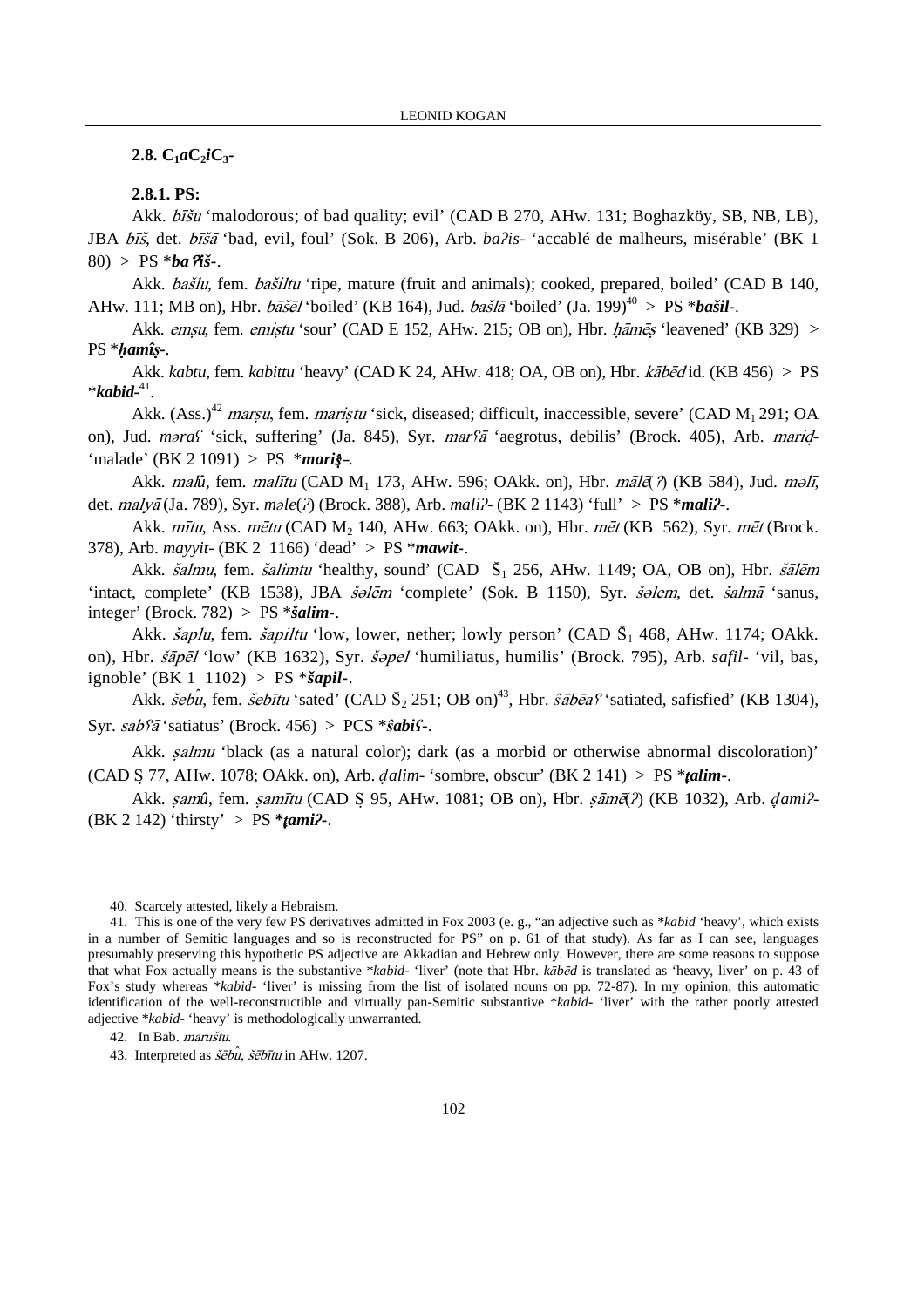### 2.8. $C_1aC_2iC_3$-

#### 2.8.1. PS:

Akk. *bīšu* 'malodorous; of bad quality; evil' (CAD B 270, AHw. 131; Boghazköy, SB, NB, LB), JBA *bīš*, det. *bīšā* 'bad, evil, foul' (Sok. B 206), Arb. *baʔis-* 'accablé de malheurs, misérable' (BK 1 80) > PS ***baʔiš-***.

Akk. *bašlu*, fem. *bašiltu* 'ripe, mature (fruit and animals); cooked, prepared, boiled' (CAD B 140, AHw. 111; MB on), Hbr. *bāšēl* 'boiled' (KB 164), Jud. *bašlā* 'boiled' (Ja. 199)[40] > PS ***bašil-***.

Akk. *emṣu*, fem. *emiṣtu* 'sour' (CAD E 152, AHw. 215; OB on), Hbr. *ḥāmēṣ* 'leavened' (KB 329) > PS ***ḥamîṣ-***.

Akk. *kabtu*, fem. *kabittu* 'heavy' (CAD K 24, AHw. 418; OA, OB on), Hbr. *kābēd* id. (KB 456) > PS ***kabid-***[41].

Akk. (Ass.)[42] *marṣu*, fem. *mariṣtu* 'sick, diseased; difficult, inaccessible, severe' (CAD $M_1$ 291; OA on), Jud. *mǝraʕ* 'sick, suffering' (Ja. 845), Syr. *marʕā* 'aegrotus, debilis' (Brock. 405), Arb. *mariḍ-* 'malade' (BK 2 1091) > PS ***mariṣ̂-***.

Akk. *malû*, fem. *malītu* (CAD $M_1$ 173, AHw. 596; OAkk. on), Hbr. *mālē(ʔ)* (KB 584), Jud. *mǝlī*, det. *malyā* (Ja. 789), Syr. *mǝle(ʔ)* (Brock. 388), Arb. *maliʔ-* (BK 2 1143) 'full' > PS ***maliʔ-***.

Akk. *mītu*, Ass. *mētu* (CAD $M_2$ 140, AHw. 663; OAkk. on), Hbr. *mēt* (KB 562), Syr. *mēt* (Brock. 378), Arb. *mayyit-* (BK 2 1166) 'dead' > PS ***mawit-***.

Akk. *šalmu*, fem. *šalimtu* 'healthy, sound' (CAD $Š_1$ 256, AHw. 1149; OA, OB on), Hbr. *šālēm* 'intact, complete' (KB 1538), JBA *šǝlēm* 'complete' (Sok. B 1150), Syr. *šǝlem*, det. *šalmā* 'sanus, integer' (Brock. 782) > PS ***šalim-***.

Akk. *šaplu*, fem. *šapiltu* 'low, lower, nether; lowly person' (CAD $Š_1$ 468, AHw. 1174; OAkk. on), Hbr. *šāpēl* 'low' (KB 1632), Syr. *šǝpel* 'humiliatus, humilis' (Brock. 795), Arb. *safil-* 'vil, bas, ignoble' (BK 1 1102) > PS ***šapil-***.

Akk. *šebû*, fem. *šebītu* 'sated' (CAD $Š_2$ 251; OB on)[43], Hbr. *ŝābēaʕ* 'satiated, safisfied' (KB 1304), Syr. *sabʕā* 'satiatus' (Brock. 456) > PCS ***ŝabiʕ-***.

Akk. *ṣalmu* 'black (as a natural color); dark (as a morbid or otherwise abnormal discoloration)' (CAD Ṣ 77, AHw. 1078; OAkk. on), Arb. *ḏ̣alim-* 'sombre, obscur' (BK 2 141) > PS ***ṯ̣alim-***.

Akk. *ṣamû*, fem. *ṣamītu* (CAD Ṣ 95, AHw. 1081; OB on), Hbr. *ṣāmē(ʔ)* (KB 1032), Arb. *ḏ̣amiʔ-* (BK 2 142) 'thirsty' > PS ***ṯ̣amiʔ-***.

---

40. Scarcely attested, likely a Hebraism.

41. This is one of the very few PS derivatives admitted in Fox 2003 (e. g., "an adjective such as *kabid 'heavy', which exists in a number of Semitic languages and so is reconstructed for PS" on p. 61 of that study). As far as I can see, languages presumably preserving this hypothetic PS adjective are Akkadian and Hebrew only. However, there are some reasons to suppose that what Fox actually means is the substantive *kabid- 'liver' (note that Hbr. *kābēd* is translated as 'heavy, liver' on p. 43 of Fox's study whereas *kabid- 'liver' is missing from the list of isolated nouns on pp. 72-87). In my opinion, this automatic identification of the well-reconstructible and virtually pan-Semitic substantive *kabid- 'liver' with the rather poorly attested adjective *kabid- 'heavy' is methodologically unwarranted.

42. In Bab. *maruštu*.

43. Interpreted as *šēbû*, *šēbītu* in AHw. 1207.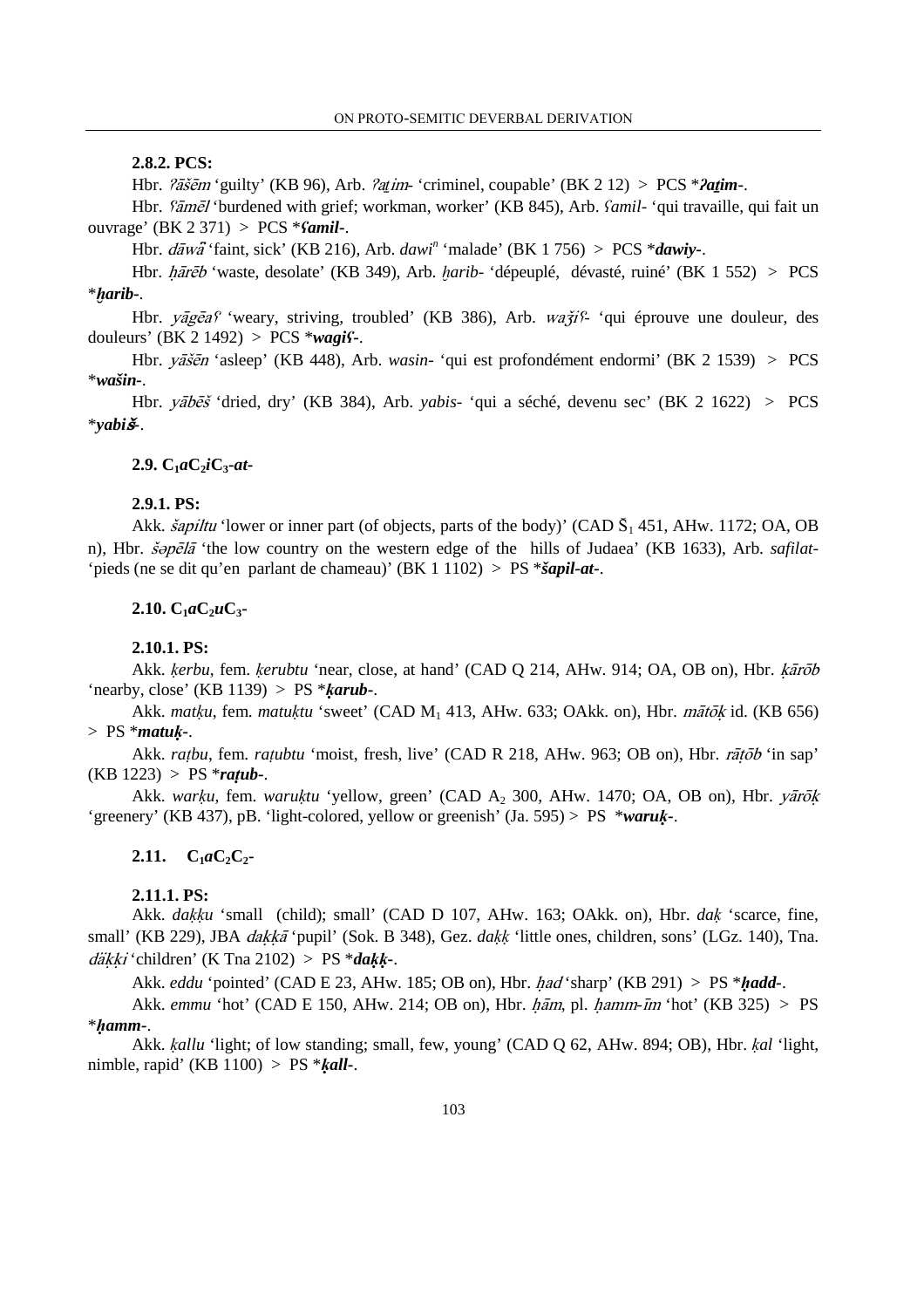#### 2.8.2. PCS:

Hbr. *ʔāšēm* 'guilty' (KB 96), Arb. *ʔaṯim-* 'criminel, coupable' (BK 2 12) > PCS ***ʔaṯim-***.

Hbr. *ʕāmēl* 'burdened with grief; workman, worker' (KB 845), Arb. *ʕamil-* 'qui travaille, qui fait un ouvrage' (BK 2 371) > PCS ***ʕamil-***.

Hbr. *dāwǟ* 'faint, sick' (KB 216), Arb. *dawi*[n] 'malade' (BK 1 756) > PCS ***dawiy-***.

Hbr. *ḥārēb* 'waste, desolate' (KB 349), Arb. *ḫarib-* 'dépeuplé, dévasté, ruiné' (BK 1 552) > PCS ***ḫarib-***.

Hbr. *yāgēaʕ* 'weary, striving, troubled' (KB 386), Arb. *waǯiʕ-* 'qui éprouve une douleur, des douleurs' (BK 2 1492) > PCS ***wagiʕ-***.

Hbr. *yāšēn* 'asleep' (KB 448), Arb. *wasin-* 'qui est profondément endormi' (BK 2 1539) > PCS ***wašin-***.

Hbr. *yābēš* 'dried, dry' (KB 384), Arb. *yabis-* 'qui a séché, devenu sec' (BK 2 1622) > PCS ***yabiš́-***.

### 2.9. $C_1aC_2iC_3$-*at*-

#### 2.9.1. PS:

Akk. *šapiltu* 'lower or inner part (of objects, parts of the body)' (CAD $Š_1$ 451, AHw. 1172; OA, OB n), Hbr. *šəpēlā* 'the low country on the western edge of the hills of Judaea' (KB 1633), Arb. *safilat-* 'pieds (ne se dit qu'en parlant de chameau)' (BK 1 1102) > PS ***šapil-at-***.

### 2.10. $C_1aC_2uC_3$-

#### 2.10.1. PS:

Akk. *ḳerbu*, fem. *ḳerubtu* 'near, close, at hand' (CAD Q 214, AHw. 914; OA, OB on), Hbr. *ḳārōb* 'nearby, close' (KB 1139) > PS ***ḳarub-***.

Akk. *matḳu*, fem. *matuḳtu* 'sweet' (CAD $M_1$ 413, AHw. 633; OAkk. on), Hbr. *mātōḳ* id. (KB 656) > PS ***matuḳ-***.

Akk. *raṭbu*, fem. *raṭubtu* 'moist, fresh, live' (CAD R 218, AHw. 963; OB on), Hbr. *rāṭōb* 'in sap' (KB 1223) > PS ***raṭub-***.

Akk. *warḳu*, fem. *waruḳtu* 'yellow, green' (CAD $A_2$ 300, AHw. 1470; OA, OB on), Hbr. *yārōḳ* 'greenery' (KB 437), pB. 'light-colored, yellow or greenish' (Ja. 595) > PS ***waruḳ-***.

### 2.11. $C_1aC_2C_2$-

#### 2.11.1. PS:

Akk. *daḳḳu* 'small (child); small' (CAD D 107, AHw. 163; OAkk. on), Hbr. *daḳ* 'scarce, fine, small' (KB 229), JBA *daḳḳā* 'pupil' (Sok. B 348), Gez. *daḳḳ* 'little ones, children, sons' (LGz. 140), Tna. *däḳḳi* 'children' (K Tna 2102) > PS ***daḳḳ-***.

Akk. *eddu* 'pointed' (CAD E 23, AHw. 185; OB on), Hbr. *ḥad* 'sharp' (KB 291) > PS ***ḥadd-***.

Akk. *emmu* 'hot' (CAD E 150, AHw. 214; OB on), Hbr. *ḥām*, pl. *ḥamm-īm* 'hot' (KB 325) > PS ***ḥamm-***.

Akk. *ḳallu* 'light; of low standing; small, few, young' (CAD Q 62, AHw. 894; OB), Hbr. *ḳal* 'light, nimble, rapid' (KB 1100) > PS ***ḳall-***.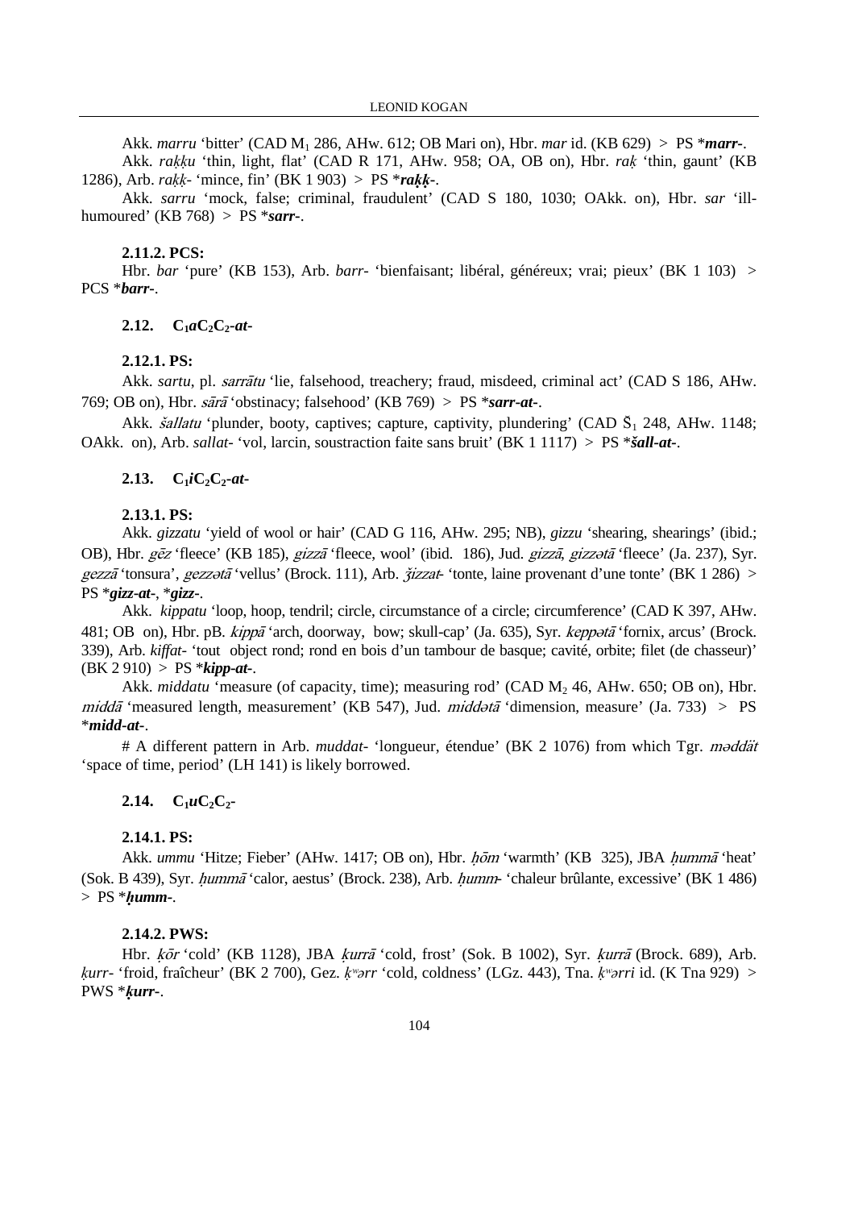Akk. *marru* 'bitter' (CAD $M_1$ 286, AHw. 612; OB Mari on), Hbr. *mar* id. (KB 629) > PS ****marr-***.

Akk. *rakku* 'thin, light, flat' (CAD R 171, AHw. 958; OA, OB on), Hbr. *rak* 'thin, gaunt' (KB 1286), Arb. *rakk-* 'mince, fin' (BK 1 903) > PS ****rakk-***.

Akk. *sarru* 'mock, false; criminal, fraudulent' (CAD S 180, 1030; OAkk. on), Hbr. *sar* 'ill-humoured' (KB 768) > PS ****sarr-***.

#### 2.11.2. PCS:

Hbr. *bar* 'pure' (KB 153), Arb. *barr-* 'bienfaisant; libéral, généreux; vrai; pieux' (BK 1 103) > PCS ****barr-***.

### 2.12. $C_1aC_2C_2$-*at*-

#### 2.12.1. PS:

Akk. *sartu*, pl. *sarrātu* 'lie, falsehood, treachery; fraud, misdeed, criminal act' (CAD S 186, AHw. 769; OB on), Hbr. *sārā* 'obstinacy; falsehood' (KB 769) > PS ****sarr-at-***.

Akk. *šallatu* 'plunder, booty, captives; capture, captivity, plundering' (CAD $Š_1$ 248, AHw. 1148; OAkk. on), Arb. *sallat-* 'vol, larcin, soustraction faite sans bruit' (BK 1 1117) > PS ****šall-at-***.

### 2.13. $C_1iC_2C_2$-*at*-

#### 2.13.1. PS:

Akk. *gizzatu* 'yield of wool or hair' (CAD G 116, AHw. 295; NB), *gizzu* 'shearing, shearings' (ibid.; OB), Hbr. *gēz* 'fleece' (KB 185), *gizzā* 'fleece, wool' (ibid. 186), Jud. *gizzā*, *gizzətā* 'fleece' (Ja. 237), Syr. *gezzā* 'tonsura', *gezzətā* 'vellus' (Brock. 111), Arb. *ǯizzat-* 'tonte, laine provenant d'une tonte' (BK 1 286) > PS ****gizz-at-***, ****gizz-***.

Akk. *kippatu* 'loop, hoop, tendril; circle, circumstance of a circle; circumference' (CAD K 397, AHw. 481; OB on), Hbr. pB. *kippā* 'arch, doorway, bow; skull-cap' (Ja. 635), Syr. *keppətā* 'fornix, arcus' (Brock. 339), Arb. *kiffat-* 'tout object rond; rond en bois d'un tambour de basque; cavité, orbite; filet (de chasseur)' (BK 2 910) > PS ****kipp-at-***.

Akk. *middatu* 'measure (of capacity, time); measuring rod' (CAD $M_2$ 46, AHw. 650; OB on), Hbr. *middā* 'measured length, measurement' (KB 547), Jud. *middətā* 'dimension, measure' (Ja. 733) > PS ****midd-at-***.

# A different pattern in Arb. *muddat-* 'longueur, étendue' (BK 2 1076) from which Tgr. *məddät* 'space of time, period' (LH 141) is likely borrowed.

### 2.14. $C_1uC_2C_2$-

#### 2.14.1. PS:

Akk. *ummu* 'Hitze; Fieber' (AHw. 1417; OB on), Hbr. *ḥōm* 'warmth' (KB 325), JBA *ḥummā* 'heat' (Sok. B 439), Syr. *ḥummā* 'calor, aestus' (Brock. 238), Arb. *ḥumm-* 'chaleur brûlante, excessive' (BK 1 486) > PS ****ḥumm-***.

#### 2.14.2. PWS:

Hbr. *ḳōr* 'cold' (KB 1128), JBA *ḳurrā* 'cold, frost' (Sok. B 1002), Syr. *ḳurrā* (Brock. 689), Arb. *ḳurr-* 'froid, fraîcheur' (BK 2 700), Gez. *ḳʷərr* 'cold, coldness' (LGz. 443), Tna. *ḳʷərri* id. (K Tna 929) > PWS ****ḳurr-***.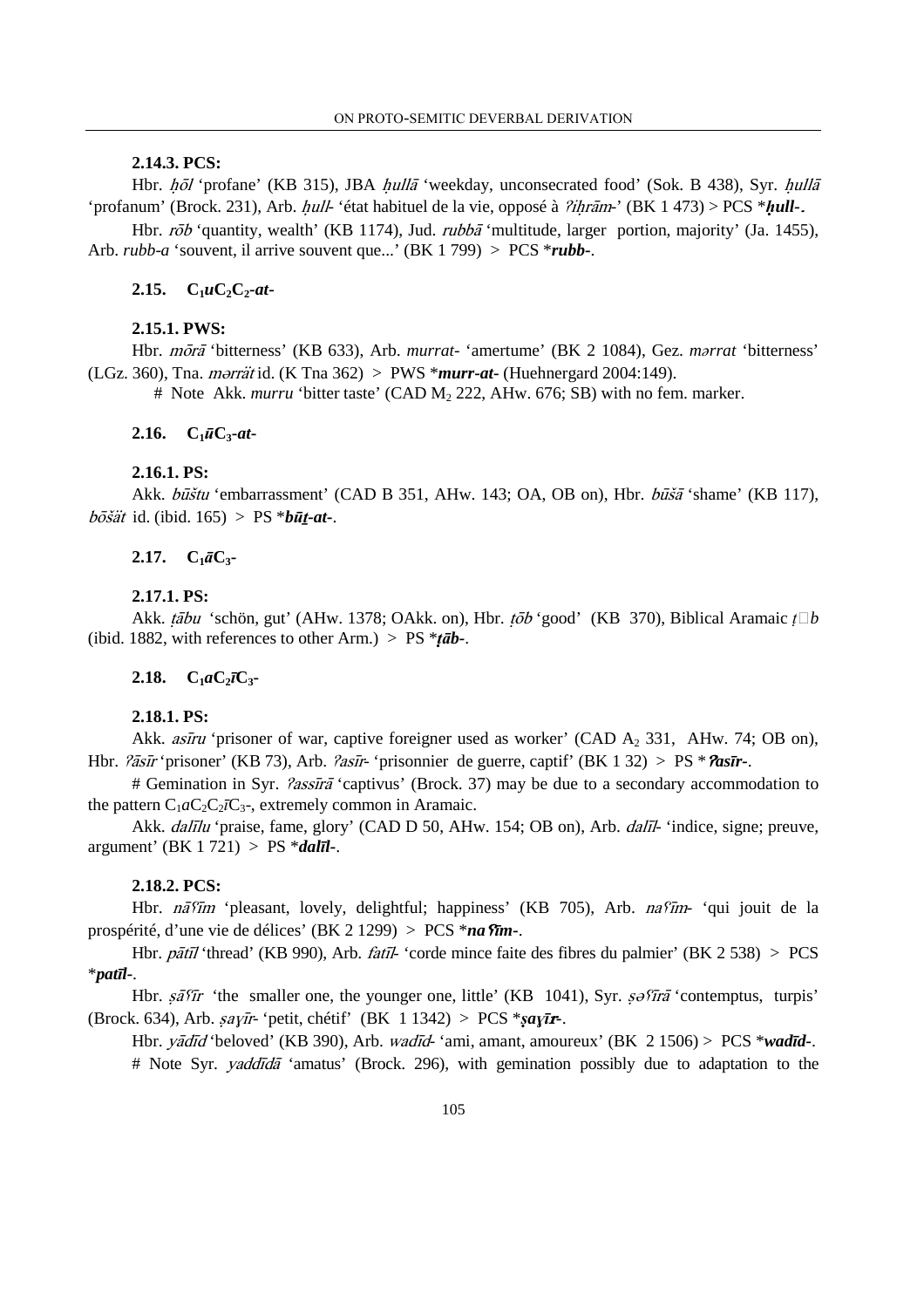### 2.14.3. PCS:

Hbr. *ḥōl* 'profane' (KB 315), JBA *ḥullā* 'weekday, unconsecrated food' (Sok. B 438), Syr. *ḥullā* 'profanum' (Brock. 231), Arb. *ḥull-* 'état habituel de la vie, opposé à *ʔiḥrām-*' (BK 1 473) > PCS \****ḥull-***.

Hbr. *rōb* 'quantity, wealth' (KB 1174), Jud. *rubbā* 'multitude, larger portion, majority' (Ja. 1455), Arb. *rubb-a* 'souvent, il arrive souvent que...' (BK 1 799) > PCS \****rubb-***.

## 2.15. $C_1uC_2C_2$-*at*-

### 2.15.1. PWS:

Hbr. *mōrā* 'bitterness' (KB 633), Arb. *murrat-* 'amertume' (BK 2 1084), Gez. *mərrat* 'bitterness' (LGz. 360), Tna. *mərrät* id. (K Tna 362) > PWS \****murr-at-*** (Huehnergard 2004:149).

# Note Akk. *murru* 'bitter taste' (CAD $M_2$ 222, AHw. 676; SB) with no fem. marker.

## 2.16. $C_1\bar{u}C_3$-*at*-

### 2.16.1. PS:

Akk. *būštu* 'embarrassment' (CAD B 351, AHw. 143; OA, OB on), Hbr. *būšā* 'shame' (KB 117), *bōšät* id. (ibid. 165) > PS \****būṯ-at-***.

## 2.17. $C_1\bar{a}C_3$-

### 2.17.1. PS:

Akk. *ṭābu* 'schön, gut' (AHw. 1378; OAkk. on), Hbr. *ṭōb* 'good' (KB 370), Biblical Aramaic *ṭ*□*b* (ibid. 1882, with references to other Arm.) > PS \****ṭāb-***.

## 2.18. $C_1aC_2\bar{\imath}C_3$-

### 2.18.1. PS:

Akk. *asīru* 'prisoner of war, captive foreigner used as worker' (CAD $A_2$ 331, AHw. 74; OB on), Hbr. *ʔāsīr* 'prisoner' (KB 73), Arb. *ʔasīr-* 'prisonnier de guerre, captif' (BK 1 32) > PS \****ʔasīr-***.

# Gemination in Syr. *ʔassīrā* 'captivus' (Brock. 37) may be due to a secondary accommodation to the pattern $C_1aC_2C_2\bar{\imath}C_3$-, extremely common in Aramaic.

Akk. *dalīlu* 'praise, fame, glory' (CAD D 50, AHw. 154; OB on), Arb. *dalīl-* 'indice, signe; preuve, argument' (BK 1 721) > PS \****dalīl-***.

### 2.18.2. PCS:

Hbr. *nāʕīm* 'pleasant, lovely, delightful; happiness' (KB 705), Arb. *naʕīm-* 'qui jouit de la prospérité, d'une vie de délices' (BK 2 1299) > PCS \****naʕīm-***.

Hbr. *pātīl* 'thread' (KB 990), Arb. *fatīl-* 'corde mince faite des fibres du palmier' (BK 2 538) > PCS \****patīl-***.

Hbr. *ṣāʕīr* 'the smaller one, the younger one, little' (KB 1041), Syr. *ṣəʕīrā* 'contemptus, turpis' (Brock. 634), Arb. *ṣaɣīr-* 'petit, chétif' (BK 1 1342) > PCS \****ṣaɣīr-***.

Hbr. *yādīd* 'beloved' (KB 390), Arb. *wadīd-* 'ami, amant, amoureux' (BK 2 1506) > PCS \****wadīd-***.

# Note Syr. *yaddīdā* 'amatus' (Brock. 296), with gemination possibly due to adaptation to the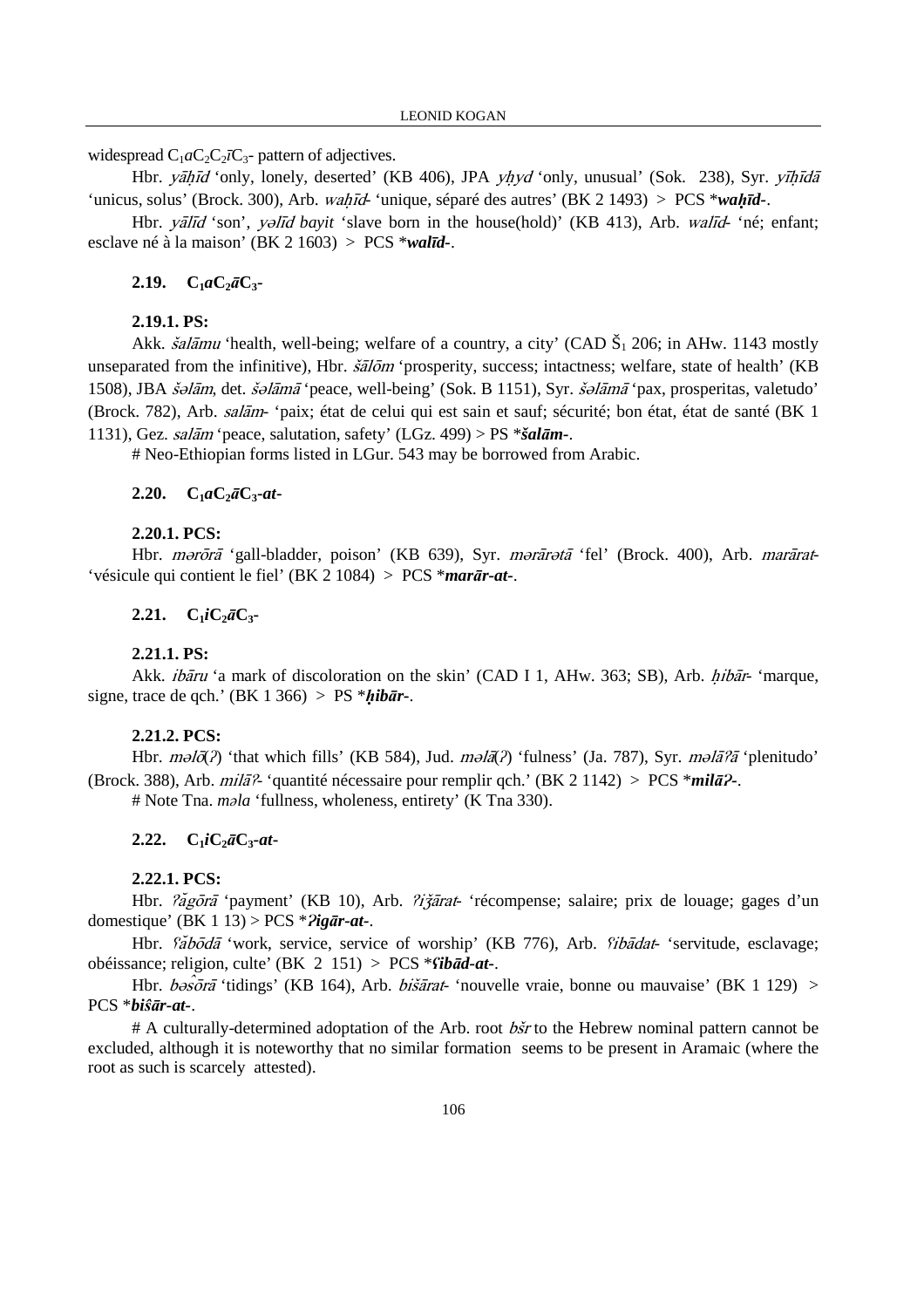widespread $C_1aC_2C_2īC_3$- pattern of adjectives.

Hbr. *yāḥīd* 'only, lonely, deserted' (KB 406), JPA *yḥyd* 'only, unusual' (Sok. 238), Syr. *yīḥīdā* 'unicus, solus' (Brock. 300), Arb. *waḥīd*- 'unique, séparé des autres' (BK 2 1493) > PCS ***waḥīd-***.

Hbr. *yālīd* 'son', *yəlīd bayit* 'slave born in the house(hold)' (KB 413), Arb. *walīd*- 'né; enfant; esclave né à la maison' (BK 2 1603) > PCS ***walīd-***.

### 2.19. $C_1aC_2āC_3$-

#### 2.19.1. PS:

Akk. *šalāmu* 'health, well-being; welfare of a country, a city' (CAD $Š_1$ 206; in AHw. 1143 mostly unseparated from the infinitive), Hbr. *šālōm* 'prosperity, success; intactness; welfare, state of health' (KB 1508), JBA *šəlām*, det. *šəlāmā* 'peace, well-being' (Sok. B 1151), Syr. *šəlāmā* 'pax, prosperitas, valetudo' (Brock. 782), Arb. *salām*- 'paix; état de celui qui est sain et sauf; sécurité; bon état, état de santé (BK 1 1131), Gez. *salām* 'peace, salutation, safety' (LGz. 499) > PS ***šalām-***.

# Neo-Ethiopian forms listed in LGur. 543 may be borrowed from Arabic.

### 2.20. $C_1aC_2āC_3$-*at*-

#### 2.20.1. PCS:

Hbr. *mərōrā* 'gall-bladder, poison' (KB 639), Syr. *mərārətā* 'fel' (Brock. 400), Arb. *marārat*- 'vésicule qui contient le fiel' (BK 2 1084) > PCS ***marār-at-***.

### 2.21. $C_1iC_2āC_3$-

#### 2.21.1. PS:

Akk. *ibāru* 'a mark of discoloration on the skin' (CAD I 1, AHw. 363; SB), Arb. *ḥibār*- 'marque, signe, trace de qch.' (BK 1 366) > PS ***ḥibār-***.

#### 2.21.2. PCS:

Hbr. *məlō*(*ʔ*) 'that which fills' (KB 584), Jud. *məlā*(*ʔ*) 'fulness' (Ja. 787), Syr. *məlāʔā* 'plenitudo' (Brock. 388), Arb. *milāʔ*- 'quantité nécessaire pour remplir qch.' (BK 2 1142) > PCS ***milāʔ-***.

# Note Tna. *məla* 'fullness, wholeness, entirety' (K Tna 330).

### 2.22. $C_1iC_2āC_3$-*at*-

#### 2.22.1. PCS:

Hbr. *ʔăgōrā* 'payment' (KB 10), Arb. *ʔiǯārat*- 'récompense; salaire; prix de louage; gages d'un domestique' (BK 1 13) > PCS ***ʔigār-at-***.

Hbr. *ʕăbōdā* 'work, service, service of worship' (KB 776), Arb. *ʕibādat*- 'servitude, esclavage; obéissance; religion, culte' (BK 2 151) > PCS ***ʕibād-at-***.

Hbr. *bəśōrā* 'tidings' (KB 164), Arb. *bišārat*- 'nouvelle vraie, bonne ou mauvaise' (BK 1 129) > PCS ***biŝār-at-***.

# A culturally-determined adoptation of the Arb. root *bšr* to the Hebrew nominal pattern cannot be excluded, although it is noteworthy that no similar formation seems to be present in Aramaic (where the root as such is scarcely attested).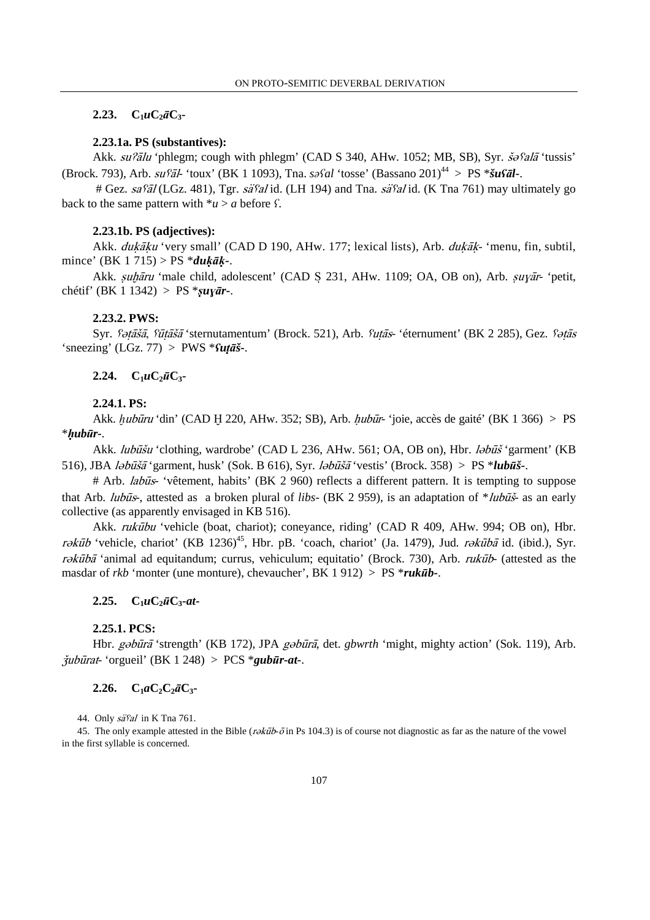### 2.23. $C_1uC_2\bar{a}C_3$-

#### 2.23.1a. PS (substantives):

Akk. *suʔālu* 'phlegm; cough with phlegm' (CAD S 340, AHw. 1052; MB, SB), Syr. *šəʕalā* 'tussis' (Brock. 793), Arb. *suʕāl-* 'toux' (BK 1 1093), Tna. *səʕal* 'tosse' (Bassano 201)[44] > PS ***šuʕāl-**.

# Gez. *saʕāl* (LGz. 481), Tgr. *säʕal* id. (LH 194) and Tna. *säʕal* id. (K Tna 761) may ultimately go back to the same pattern with *u > a before ʕ.

#### 2.23.1b. PS (adjectives):

Akk. *duḳāḳu* 'very small' (CAD D 190, AHw. 177; lexical lists), Arb. *duḳāḳ-* 'menu, fin, subtil, mince' (BK 1 715) > PS ***duḳāḳ-**.

Akk. *ṣuḫāru* 'male child, adolescent' (CAD Ṣ 231, AHw. 1109; OA, OB on), Arb. *ṣuɣār-* 'petit, chétif' (BK 1 1342) > PS ***ṣuɣār-**.

#### 2.23.2. PWS:

Syr. *ʕəṭāšā*, *ʕūṭāšā* 'sternutamentum' (Brock. 521), Arb. *ʕuṭās-* 'éternument' (BK 2 285), Gez. *ʕəṭās* 'sneezing' (LGz. 77) > PWS ***ʕuṭāš-**.

### 2.24. $C_1uC_2\bar{u}C_3$-

#### 2.24.1. PS:

Akk. *ḫubūru* 'din' (CAD Ḫ 220, AHw. 352; SB), Arb. *ḥubūr-* 'joie, accès de gaité' (BK 1 366) > PS ***ḥubūr-**.

Akk. *lubūšu* 'clothing, wardrobe' (CAD L 236, AHw. 561; OA, OB on), Hbr. *ləbūš* 'garment' (KB 516), JBA *ləbūšā* 'garment, husk' (Sok. B 616), Syr. *ləbūšā* 'vestis' (Brock. 358) > PS ***lubūš-**.

# Arb. *labūs-* 'vêtement, habits' (BK 2 960) reflects a different pattern. It is tempting to suppose that Arb. *lubūs-*, attested as a broken plural of *libs-* (BK 2 959), is an adaptation of **lubūš-* as an early collective (as apparently envisaged in KB 516).

Akk. *rukūbu* 'vehicle (boat, chariot); coneyance, riding' (CAD R 409, AHw. 994; OB on), Hbr. *rəkūb* 'vehicle, chariot' (KB 1236)[45], Hbr. pB. 'coach, chariot' (Ja. 1479), Jud. *rəkūbā* id. (ibid.), Syr. *rəkūbā* 'animal ad equitandum; currus, vehiculum; equitatio' (Brock. 730), Arb. *rukūb-* (attested as the masdar of *rkb* 'monter (une monture), chevaucher', BK 1 912) > PS ***rukūb-**.

### 2.25. $C_1uC_2\bar{u}C_3$-*at*-

#### 2.25.1. PCS:

Hbr. *gəbūrā* 'strength' (KB 172), JPA *gəbūrā*, det. *gbwrth* 'might, mighty action' (Sok. 119), Arb. *ǯubūrat-* 'orgueil' (BK 1 248) > PCS ***gubūr-at-**.

### 2.26. $C_1aC_2C_2\bar{a}C_3$-

44. Only *säʕal* in K Tna 761.

45. The only example attested in the Bible (*rəkūb-ō* in Ps 104.3) is of course not diagnostic as far as the nature of the vowel in the first syllable is concerned.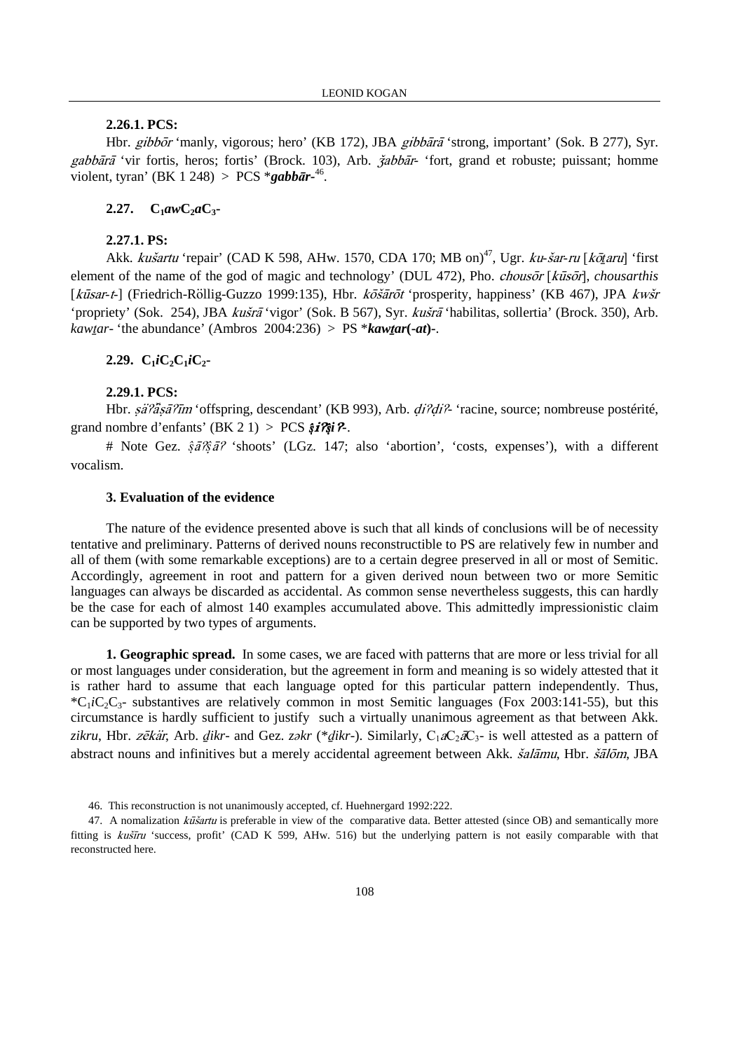#### 2.26.1. PCS:

Hbr. *gibbōr* 'manly, vigorous; hero' (KB 172), JBA *gibbārā* 'strong, important' (Sok. B 277), Syr. *gabbārā* 'vir fortis, heros; fortis' (Brock. 103), Arb. *ǯabbār-* 'fort, grand et robuste; puissant; homme violent, tyran' (BK 1 248) > PCS ***gabbār-***[46].

### 2.27. $C_1awC_2aC_3$-

#### 2.27.1. PS:

Akk. *kušartu* 'repair' (CAD K 598, AHw. 1570, CDA 170; MB on)[47], Ugr. *ku-šar-ru* [*kōṯaru*] 'first element of the name of the god of magic and technology' (DUL 472), Pho. *chousōr* [*kūsōr*], *chousarthis* [*kūsar-t-*] (Friedrich-Röllig-Guzzo 1999:135), Hbr. *kōšārōt* 'prosperity, happiness' (KB 467), JPA *kwšr* 'propriety' (Sok. 254), JBA *kušrā* 'vigor' (Sok. B 567), Syr. *kušrā* 'habilitas, sollertia' (Brock. 350), Arb. *kawṯar-* 'the abundance' (Ambros 2004:236) > PS ***kawṯar(-at)-***.

### 2.29. $C_1iC_2C_1iC_2$-

#### 2.29.1. PCS:

Hbr. *ṣäʔĕṣāʔīm* 'offspring, descendant' (KB 993), Arb. *ḍiʔḍiʔ-* 'racine, source; nombreuse postérité, grand nombre d'enfants' (BK 2 1) > PCS ***ṣ́iʔṣ́iʔ-***.

# Note Gez. *ṣ́āʕṣ́āʔ* 'shoots' (LGz. 147; also 'abortion', 'costs, expenses'), with a different vocalism.

### 3. Evaluation of the evidence

The nature of the evidence presented above is such that all kinds of conclusions will be of necessity tentative and preliminary. Patterns of derived nouns reconstructible to PS are relatively few in number and all of them (with some remarkable exceptions) are to a certain degree preserved in all or most of Semitic. Accordingly, agreement in root and pattern for a given derived noun between two or more Semitic languages can always be discarded as accidental. As common sense nevertheless suggests, this can hardly be the case for each of almost 140 examples accumulated above. This admittedly impressionistic claim can be supported by two types of arguments.

**1. Geographic spread.** In some cases, we are faced with patterns that are more or less trivial for all or most languages under consideration, but the agreement in form and meaning is so widely attested that it is rather hard to assume that each language opted for this particular pattern independently. Thus, $*C_1iC_2C_3$- substantives are relatively common in most Semitic languages (Fox 2003:141-55), but this circumstance is hardly sufficient to justify such a virtually unanimous agreement as that between Akk. *zikru*, Hbr. *zēkär*, Arb. *ḏikr-* and Gez. *zəkr* (**ḏikr-*). Similarly, $C_1aC_2\bar{a}C_3$- is well attested as a pattern of abstract nouns and infinitives but a merely accidental agreement between Akk. *šalāmu*, Hbr. *šālōm*, JBA

---

46. This reconstruction is not unanimously accepted, cf. Huehnergard 1992:222.

47. A nomalization *kūšartu* is preferable in view of the comparative data. Better attested (since OB) and semantically more fitting is *kušīru* 'success, profit' (CAD K 599, AHw. 516) but the underlying pattern is not easily comparable with that reconstructed here.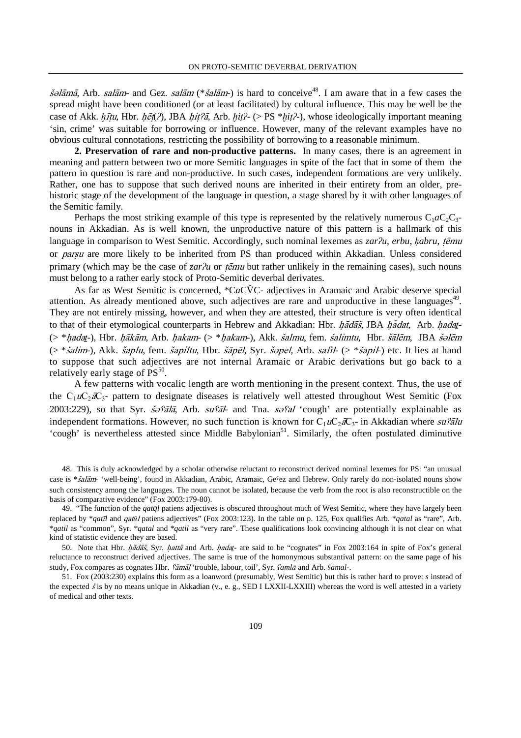*šəlāmā*, Arb. *salām-* and Gez. *salām* (*\*šalām-*) is hard to conceive[48]. I am aware that in a few cases the spread might have been conditioned (or at least facilitated) by cultural influence. This may be well be the case of Akk. *ḫīṭu*, Hbr. *ḥēṭ(ʔ)*, JBA *ḥiṭʔā*, Arb. *ḫiṭʔ-* (> PS *\*ḫiṭʔ-*), whose ideologically important meaning 'sin, crime' was suitable for borrowing or influence. However, many of the relevant examples have no obvious cultural connotations, restricting the possibility of borrowing to a reasonable minimum.

**2. Preservation of rare and non-productive patterns.** In many cases, there is an agreement in meaning and pattern between two or more Semitic languages in spite of the fact that in some of them the pattern in question is rare and non-productive. In such cases, independent formations are very unlikely. Rather, one has to suppose that such derived nouns are inherited in their entirety from an older, prehistoric stage of the development of the language in question, a stage shared by it with other languages of the Semitic family.

Perhaps the most striking example of this type is represented by the relatively numerous $C_1aC_2C_3$-nouns in Akkadian. As is well known, the unproductive nature of this pattern is a hallmark of this language in comparison to West Semitic. Accordingly, such nominal lexemes as *zarʔu*, *erbu*, *ḳabru*, *ṭēmu* or *parṣu* are more likely to be inherited from PS than produced within Akkadian. Unless considered primary (which may be the case of *zarʔu* or *ṭēmu* but rather unlikely in the remaining cases), such nouns must belong to a rather early stock of Proto-Semitic deverbal derivates.

As far as West Semitic is concerned, \*C*a*CV̆C- adjectives in Aramaic and Arabic deserve special attention. As already mentioned above, such adjectives are rare and unproductive in these languages[49]. They are not entirely missing, however, and when they are attested, their structure is very often identical to that of their etymological counterparts in Hebrew and Akkadian: Hbr. *ḥādāš*, JBA *ḥădat*, Arb. *ḥadaṯ-* (> *\*ḥadaṯ-*), Hbr. *ḥākām*, Arb. *ḥakam-* (> *\*ḥakam-*), Akk. *šalmu*, fem. *šalimtu*, Hbr. *šālēm*, JBA *šəlēm* (> *\*šalim-*), Akk. *šaplu*, fem. *šapiltu*, Hbr. *šāpēl*, Syr. *šəpel*, Arb. *safil-* (> *\*šapil-*) etc. It lies at hand to suppose that such adjectives are not internal Aramaic or Arabic derivations but go back to a relatively early stage of PS[50].

A few patterns with vocalic length are worth mentioning in the present context. Thus, the use of the $C_1uC_2\bar{a}C_3$- pattern to designate diseases is relatively well attested throughout West Semitic (Fox 2003:229), so that Syr. *šəʕālā*, Arb. *suʕāl-* and Tna. *səʕal* 'cough' are potentially explainable as independent formations. However, no such function is known for $C_1uC_2\bar{a}C_3$- in Akkadian where *suʔālu* 'cough' is nevertheless attested since Middle Babylonian[51]. Similarly, the often postulated diminutive

48. This is duly acknowledged by a scholar otherwise reluctant to reconstruct derived nominal lexemes for PS: "an unusual case is *\*šalām-* 'well-being', found in Akkadian, Arabic, Aramaic, Geʿez and Hebrew. Only rarely do non-isolated nouns show such consistency among the languages. The noun cannot be isolated, because the verb from the root is also reconstructible on the basis of comparative evidence" (Fox 2003:179-80).

49. "The function of the *qatl* patiens adjectives is obscured throughout much of West Semitic, where they have largely been replaced by *\*qatīl* and *qatūl* patiens adjectives" (Fox 2003:123). In the table on p. 125, Fox qualifies Arb. *\*qatal* as "rare", Arb. *\*qatil* as "common", Syr. *\*qatal* and *\*qatil* as "very rare". These qualifications look convincing although it is not clear on what kind of statistic evidence they are based.

50. Note that Hbr. *ḥādāš*, Syr. *ḥattā* and Arb. *ḥadaṯ-* are said to be "cognates" in Fox 2003:164 in spite of Fox's general reluctance to reconstruct derived adjectives. The same is true of the homonymous substantival pattern: on the same page of his study, Fox compares as cognates Hbr. *ʕāmāl* 'trouble, labour, toil', Syr. *ʕamlā* and Arb. *ʕamal-*.

51. Fox (2003:230) explains this form as a loanword (presumably, West Semitic) but this is rather hard to prove: *s* instead of the expected *š* is by no means unique in Akkadian (v., e. g., SED I LXXII-LXXIII) whereas the word is well attested in a variety of medical and other texts.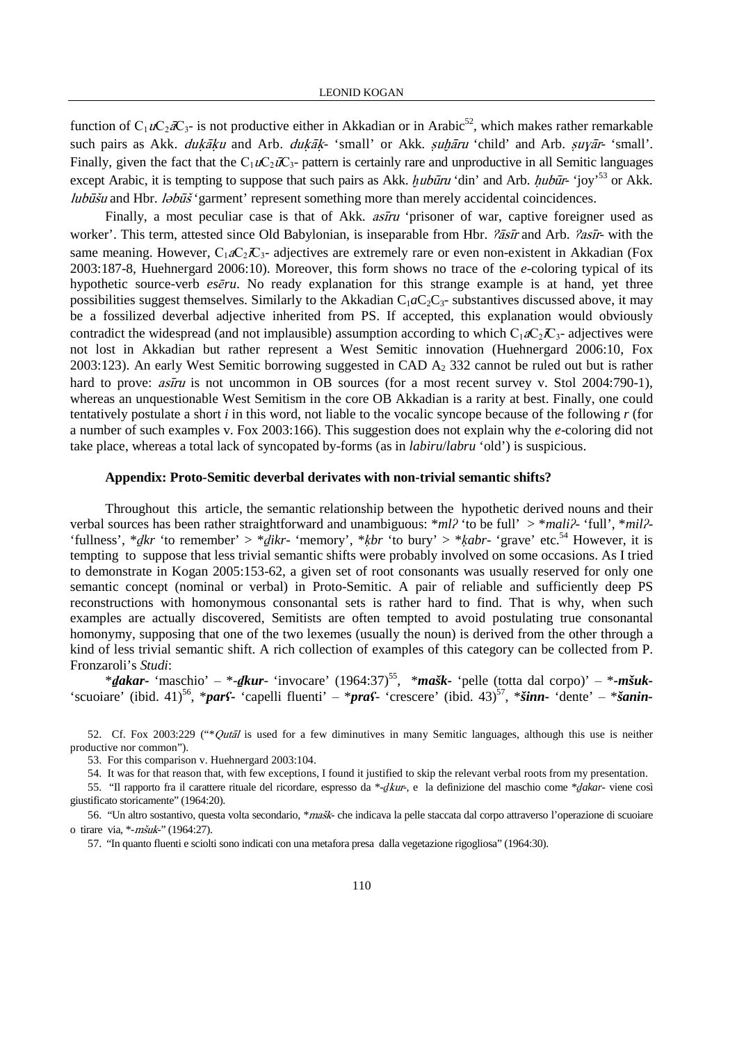function of $C_1uC_2\bar{a}C_3$- is not productive either in Akkadian or in Arabic[52], which makes rather remarkable such pairs as Akk. *duḳāḳu* and Arb. *duḳāḳ*- 'small' or Akk. *ṣuḫāru* 'child' and Arb. *ṣuɣār*- 'small'. Finally, given the fact that the $C_1uC_2\bar{u}C_3$- pattern is certainly rare and unproductive in all Semitic languages except Arabic, it is tempting to suppose that such pairs as Akk. *ḫubūru* 'din' and Arb. *ḥubūr*- 'joy'[53] or Akk. *lubūšu* and Hbr. *ləbūš* 'garment' represent something more than merely accidental coincidences.

Finally, a most peculiar case is that of Akk. *asīru* 'prisoner of war, captive foreigner used as worker'. This term, attested since Old Babylonian, is inseparable from Hbr. *ʔāsīr* and Arb. *ʔasīr*- with the same meaning. However, $C_1aC_2\bar{i}C_3$- adjectives are extremely rare or even non-existent in Akkadian (Fox 2003:187-8, Huehnergard 2006:10). Moreover, this form shows no trace of the *e*-coloring typical of its hypothetic source-verb *esēru*. No ready explanation for this strange example is at hand, yet three possibilities suggest themselves. Similarly to the Akkadian $C_1aC_2C_3$- substantives discussed above, it may be a fossilized deverbal adjective inherited from PS. If accepted, this explanation would obviously contradict the widespread (and not implausible) assumption according to which $C_1aC_2\bar{i}C_3$- adjectives were not lost in Akkadian but rather represent a West Semitic innovation (Huehnergard 2006:10, Fox 2003:123). An early West Semitic borrowing suggested in CAD $A_2$ 332 cannot be ruled out but is rather hard to prove: *asīru* is not uncommon in OB sources (for a most recent survey v. Stol 2004:790-1), whereas an unquestionable West Semitism in the core OB Akkadian is a rarity at best. Finally, one could tentatively postulate a short *i* in this word, not liable to the vocalic syncope because of the following *r* (for a number of such examples v. Fox 2003:166). This suggestion does not explain why the *e*-coloring did not take place, whereas a total lack of syncopated by-forms (as in *labiru*/*labru* 'old') is suspicious.

### Appendix: Proto-Semitic deverbal derivates with non-trivial semantic shifts?

Throughout this article, the semantic relationship between the hypothetic derived nouns and their verbal sources has been rather straightforward and unambiguous: \**mlʔ* 'to be full' > \**maliʔ*- 'full', \**milʔ*- 'fullness', \**ḏkr* 'to remember' > \**ḏikr*- 'memory', \**ḳbr* 'to bury' > \**ḳabr*- 'grave' etc.[54] However, it is tempting to suppose that less trivial semantic shifts were probably involved on some occasions. As I tried to demonstrate in Kogan 2005:153-62, a given set of root consonants was usually reserved for only one semantic concept (nominal or verbal) in Proto-Semitic. A pair of reliable and sufficiently deep PS reconstructions with homonymous consonantal sets is rather hard to find. That is why, when such examples are actually discovered, Semitists are often tempted to avoid postulating true consonantal homonymy, supposing that one of the two lexemes (usually the noun) is derived from the other through a kind of less trivial semantic shift. A rich collection of examples of this category can be collected from P. Fronzaroli's *Studi*:

\****ḏakar***- 'maschio' – \*-***ḏkur***- 'invocare' (1964:37)[55], \****mašk***- 'pelle (totta dal corpo)' – \*-***mšuk***- 'scuoiare' (ibid. 41)[56], \****parʕ***- 'capelli fluenti' – \****praʕ***- 'crescere' (ibid. 43)[57], \****šinn***- 'dente' – \****šanin***-

52. Cf. Fox 2003:229 ("\**Qutāl* is used for a few diminutives in many Semitic languages, although this use is neither productive nor common").

53. For this comparison v. Huehnergard 2003:104.

54. It was for that reason that, with few exceptions, I found it justified to skip the relevant verbal roots from my presentation.

55. "Il rapporto fra il carattere rituale del ricordare, espresso da \*-*ḏkur*-, e la definizione del maschio come \**ḏakar*- viene così giustificato storicamente" (1964:20).

56. "Un altro sostantivo, questa volta secondario, \**mašk*- che indicava la pelle staccata dal corpo attraverso l'operazione di scuoiare o tirare via, \*-*mšuk*-" (1964:27).

57. "In quanto fluenti e sciolti sono indicati con una metafora presa dalla vegetazione rigogliosa" (1964:30).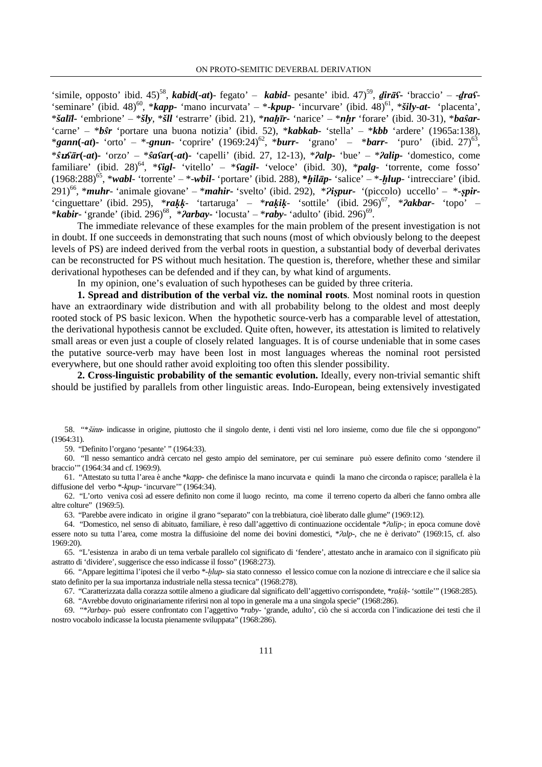'simile, opposto' ibid. 45)[58], ***kabid*(-*at*)**- fegato' – ***kabid***- pesante' ibid. 47)[59], ***ḏirāʕ***- 'braccio' – -***ḏraʕ***- 'seminare' (ibid. 48)[60], *****kapp***- 'mano incurvata' – *-***kpup***- 'incurvare' (ibid. 48)[61], *****šily-at***- 'placenta', *****šalīl***- 'embrione' – *****šly***, *****šll*** 'estrarre' (ibid. 21), *****naḫīr***- 'narice' – *****nḫr*** 'forare' (ibid. 30-31), *****baŝar***- 'carne' – *****bŝr*** 'portare una buona notizia' (ibid. 52), *****kabkab***- 'stella' – *****kbb*** 'ardere' (1965a:138), *****gann*(-*at*)**- 'orto' – *-***gnun***- 'coprire' (1969:24)[62], *****burr***- 'grano' – *****barr***- 'puro' (ibid. 27)[63], *****ŝuʕār*(-*at*)**- 'orzo' – *****ŝaʕar*(-*at*)**- 'capelli' (ibid. 27, 12-13), *****ʔalp***- 'bue' – *****ʔalip***- 'domestico, come familiare' (ibid. 28)[64], *****ʕigl***- 'vitello' – *****ʕagil***- 'veloce' (ibid. 30), *****palg***- 'torrente, come fosso' (1968:288)[65], *****wabl***- 'torrente' – *-***wbil***- 'portare' (ibid. 288), *****ḫilāp***- 'salice' – *-***ḫlup***- 'intrecciare' (ibid. 291)[66], *****muhr***- 'animale giovane' – *****mahir***- 'svelto' (ibid. 292), *****ʔiṣpur***- '(piccolo) uccello' – *-***ṣpir***- 'cinguettare' (ibid. 295), *****rakḳ***- 'tartaruga' – *****rakiḳ***- 'sottile' (ibid. 296)[67], *****ʔakbar***- 'topo' – *****kabir***- 'grande' (ibid. 296)[68], *****ʔarbay***- 'locusta' – *****raby***- 'adulto' (ibid. 296)[69].

The immediate relevance of these examples for the main problem of the present investigation is not in doubt. If one succeeds in demonstrating that such nouns (most of which obviously belong to the deepest levels of PS) are indeed derived from the verbal roots in question, a substantial body of deverbal derivates can be reconstructed for PS without much hesitation. The question is, therefore, whether these and similar derivational hypotheses can be defended and if they can, by what kind of arguments.

In my opinion, one's evaluation of such hypotheses can be guided by three criteria.

**1. Spread and distribution of the verbal viz. the nominal roots**. Most nominal roots in question have an extraordinary wide distribution and with all probability belong to the oldest and most deeply rooted stock of PS basic lexicon. When the hypothetic source-verb has a comparable level of attestation, the derivational hypothesis cannot be excluded. Quite often, however, its attestation is limited to relatively small areas or even just a couple of closely related languages. It is of course undeniable that in some cases the putative source-verb may have been lost in most languages whereas the nominal root persisted everywhere, but one should rather avoid exploiting too often this slender possibility.

**2. Cross-linguistic probability of the semantic evolution.** Ideally, every non-trivial semantic shift should be justified by parallels from other linguistic areas. Indo-European, being extensively investigated

58. "**šinn*- indicasse in origine, piuttosto che il singolo dente, i denti visti nel loro insieme, como due file che si oppongono" (1964:31).

59. "Definito l'organo 'pesante' " (1964:33).

60. "Il nesso semantico andrà cercato nel gesto ampio del seminatore, per cui seminare può essere definito como 'stendere il braccio'" (1964:34 and cf. 1969:9).

61. "Attestato su tutta l'area è anche **kapp*- che definisce la mano incurvata e quindi la mano che circonda o rapisce; parallela è la diffusione del verbo *-*kpup*- 'incurvare'" (1964:34).

62. "L'orto veniva così ad essere definito non come il luogo recinto, ma come il terreno coperto da alberi che fanno ombra alle altre colture" (1969:5).

63. "Parebbe avere indicato in origine il grano "separato" con la trebbiatura, cioè liberato dalle glume" (1969:12).

64. "Domestico, nel senso di abituato, familiare, è reso dall'aggettivo di continuazione occidentale **ʔalip*-; in epoca comune dovè essere noto su tutta l'area, come mostra la diffusioine del nome dei bovini domestici, **ʔalp*-, che ne è derivato" (1969:15, cf. also 1969:20).

65. "L'esistenza in arabo di un tema verbale parallelo col significato di 'fendere', attestato anche in aramaico con il significato più astratto di 'dividere', suggerisce che esso indicasse il fosso" (1968:273).

66. "Appare legittima l'ipotesi che il verbo *-*ḫlup*- sia stato connesso el lessico comue con la nozione di intrecciare e che il salice sia stato definito per la sua importanza industriale nella stessa tecnica" (1968:278).

67. "Caratterizzata dalla corazza sottile almeno a giudicare dal significato dell'aggettivo corrispondete, **rakiḳ*- 'sottile'" (1968:285).

68. "Avrebbe dovuto originariamente riferirsi non al topo in generale ma a una singola specie" (1968:286).

69. "**ʔarbay*- può essere confrontato con l'aggettivo **raby*- 'grande, adulto', ciò che si accorda con l'indicazione dei testi che il nostro vocabolo indicasse la locusta pienamente sviluppata" (1968:286).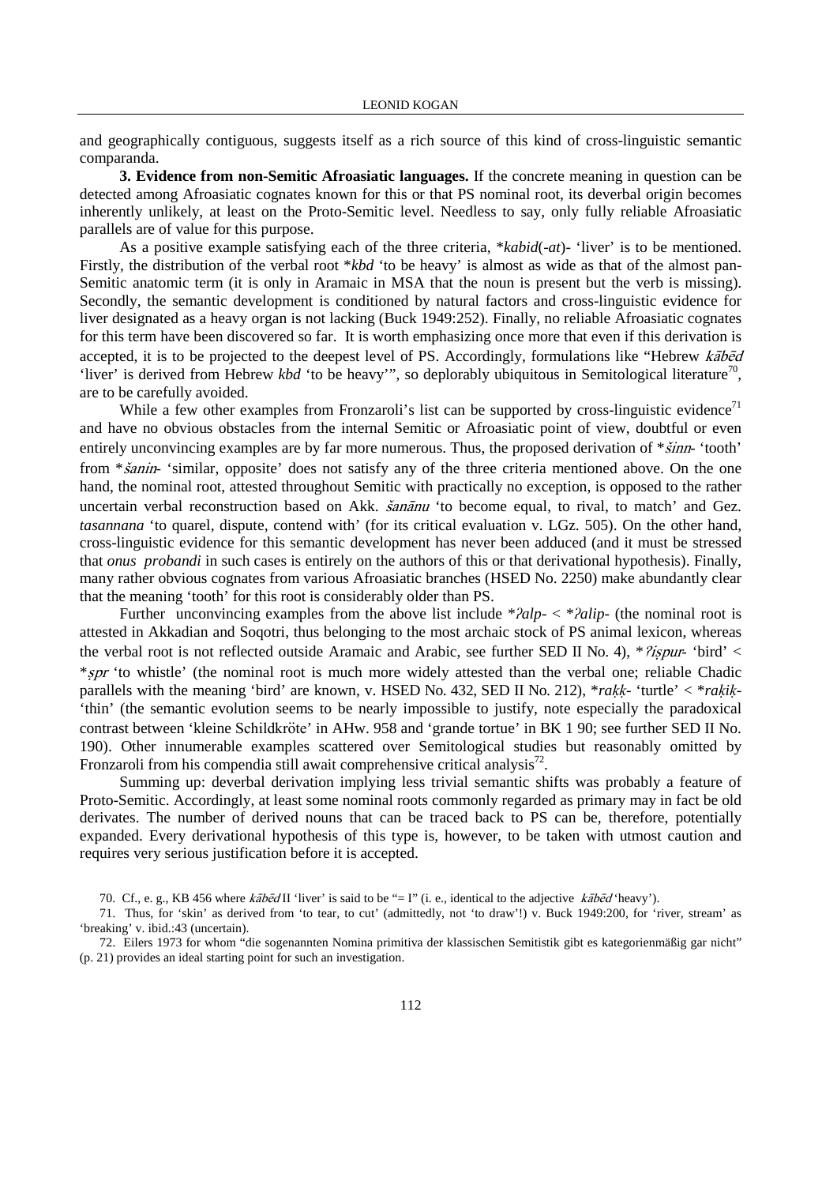and geographically contiguous, suggests itself as a rich source of this kind of cross-linguistic semantic comparanda.

**3. Evidence from non-Semitic Afroasiatic languages.** If the concrete meaning in question can be detected among Afroasiatic cognates known for this or that PS nominal root, its deverbal origin becomes inherently unlikely, at least on the Proto-Semitic level. Needless to say, only fully reliable Afroasiatic parallels are of value for this purpose.

As a positive example satisfying each of the three criteria, \**kabid*(-*at*)- 'liver' is to be mentioned. Firstly, the distribution of the verbal root \**kbd* 'to be heavy' is almost as wide as that of the almost pan-Semitic anatomic term (it is only in Aramaic in MSA that the noun is present but the verb is missing). Secondly, the semantic development is conditioned by natural factors and cross-linguistic evidence for liver designated as a heavy organ is not lacking (Buck 1949:252). Finally, no reliable Afroasiatic cognates for this term have been discovered so far. It is worth emphasizing once more that even if this derivation is accepted, it is to be projected to the deepest level of PS. Accordingly, formulations like "Hebrew *kābēd* 'liver' is derived from Hebrew *kbd* 'to be heavy'", so deplorably ubiquitous in Semitological literature[70], are to be carefully avoided.

While a few other examples from Fronzaroli's list can be supported by cross-linguistic evidence[71] and have no obvious obstacles from the internal Semitic or Afroasiatic point of view, doubtful or even entirely unconvincing examples are by far more numerous. Thus, the proposed derivation of \**šinn*- 'tooth' from \**šanin*- 'similar, opposite' does not satisfy any of the three criteria mentioned above. On the one hand, the nominal root, attested throughout Semitic with practically no exception, is opposed to the rather uncertain verbal reconstruction based on Akk. *šanānu* 'to become equal, to rival, to match' and Gez. *tasannana* 'to quarel, dispute, contend with' (for its critical evaluation v. LGz. 505). On the other hand, cross-linguistic evidence for this semantic development has never been adduced (and it must be stressed that *onus probandi* in such cases is entirely on the authors of this or that derivational hypothesis). Finally, many rather obvious cognates from various Afroasiatic branches (HSED No. 2250) make abundantly clear that the meaning 'tooth' for this root is considerably older than PS.

Further unconvincing examples from the above list include \**ʔalp*- < \**ʔalip*- (the nominal root is attested in Akkadian and Soqotri, thus belonging to the most archaic stock of PS animal lexicon, whereas the verbal root is not reflected outside Aramaic and Arabic, see further SED II No. 4), \**ʔiṣpur*- 'bird' < \**ṣpr* 'to whistle' (the nominal root is much more widely attested than the verbal one; reliable Chadic parallels with the meaning 'bird' are known, v. HSED No. 432, SED II No. 212), \**raḳḳ*- 'turtle' < \**raḳiḳ*- 'thin' (the semantic evolution seems to be nearly impossible to justify, note especially the paradoxical contrast between 'kleine Schildkröte' in AHw. 958 and 'grande tortue' in BK 1 90; see further SED II No. 190). Other innumerable examples scattered over Semitological studies but reasonably omitted by Fronzaroli from his compendia still await comprehensive critical analysis[72].

Summing up: deverbal derivation implying less trivial semantic shifts was probably a feature of Proto-Semitic. Accordingly, at least some nominal roots commonly regarded as primary may in fact be old derivates. The number of derived nouns that can be traced back to PS can be, therefore, potentially expanded. Every derivational hypothesis of this type is, however, to be taken with utmost caution and requires very serious justification before it is accepted.

70. Cf., e. g., KB 456 where *kābēd* II 'liver' is said to be "= I" (i. e., identical to the adjective *kābēd* 'heavy').

71. Thus, for 'skin' as derived from 'to tear, to cut' (admittedly, not 'to draw'!) v. Buck 1949:200, for 'river, stream' as 'breaking' v. ibid.:43 (uncertain).

72. Eilers 1973 for whom "die sogenannten Nomina primitiva der klassischen Semitistik gibt es kategorienmäßig gar nicht" (p. 21) provides an ideal starting point for such an investigation.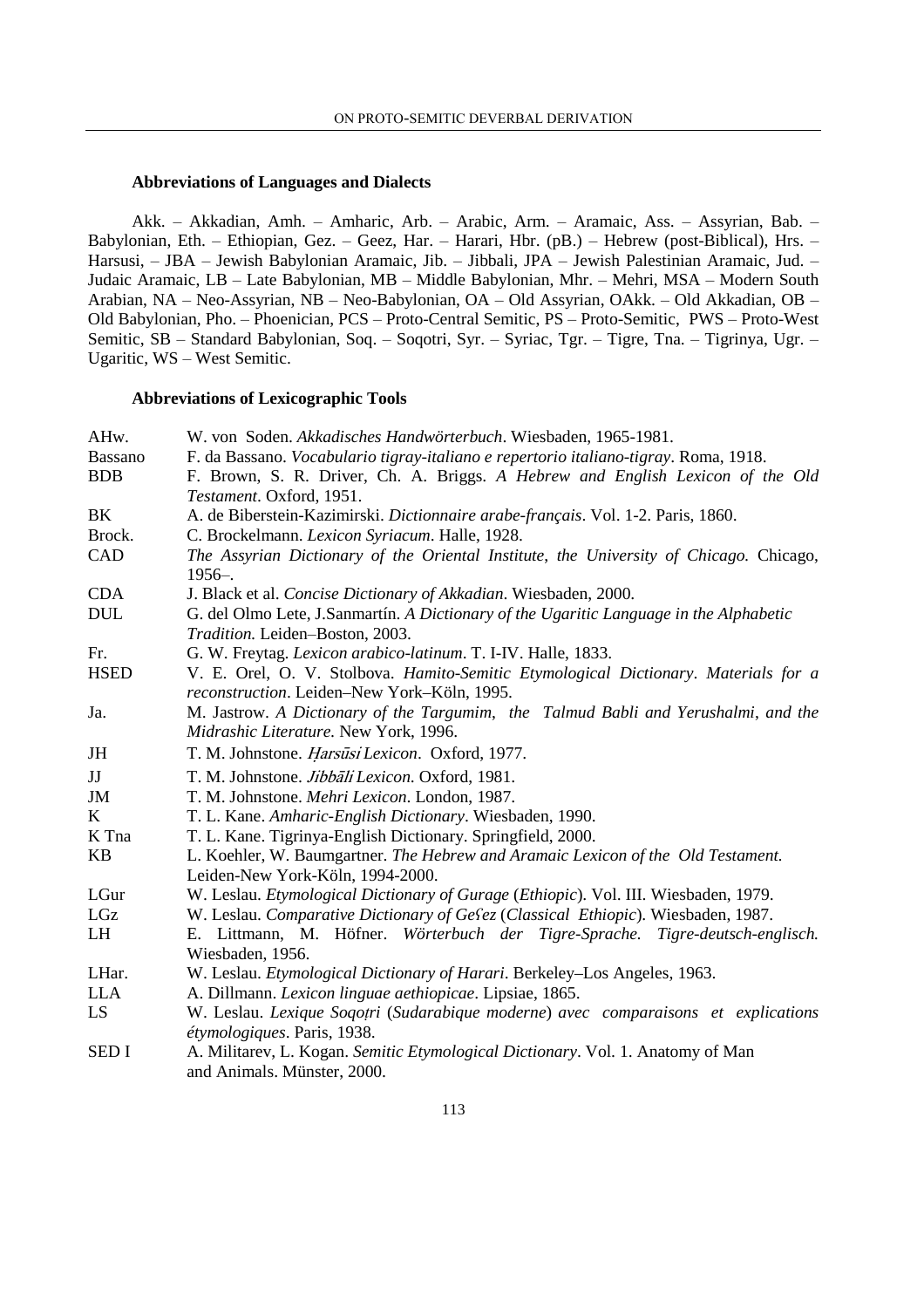### Abbreviations of Languages and Dialects

Akk. – Akkadian, Amh. – Amharic, Arb. – Arabic, Arm. – Aramaic, Ass. – Assyrian, Bab. – Babylonian, Eth. – Ethiopian, Gez. – Geez, Har. – Harari, Hbr. (pB.) – Hebrew (post-Biblical), Hrs. – Harsusi, – JBA – Jewish Babylonian Aramaic, Jib. – Jibbali, JPA – Jewish Palestinian Aramaic, Jud. – Judaic Aramaic, LB – Late Babylonian, MB – Middle Babylonian, Mhr. – Mehri, MSA – Modern South Arabian, NA – Neo-Assyrian, NB – Neo-Babylonian, OA – Old Assyrian, OAkk. – Old Akkadian, OB – Old Babylonian, Pho. – Phoenician, PCS – Proto-Central Semitic, PS – Proto-Semitic, PWS – Proto-West Semitic, SB – Standard Babylonian, Soq. – Soqotri, Syr. – Syriac, Tgr. – Tigre, Tna. – Tigrinya, Ugr. – Ugaritic, WS – West Semitic.

### Abbreviations of Lexicographic Tools

| | |
|---|---|
| AHw. | W. von Soden. *Akkadisches Handwörterbuch*. Wiesbaden, 1965-1981. |
| Bassano | F. da Bassano. *Vocabulario tigray-italiano e repertorio italiano-tigray*. Roma, 1918. |
| BDB | F. Brown, S. R. Driver, Ch. A. Briggs. *A Hebrew and English Lexicon of the Old Testament*. Oxford, 1951. |
| BK | A. de Biberstein-Kazimirski. *Dictionnaire arabe-français*. Vol. 1-2. Paris, 1860. |
| Brock. | C. Brockelmann. *Lexicon Syriacum*. Halle, 1928. |
| CAD | *The Assyrian Dictionary of the Oriental Institute, the University of Chicago.* Chicago, 1956–. |
| CDA | J. Black et al. *Concise Dictionary of Akkadian*. Wiesbaden, 2000. |
| DUL | G. del Olmo Lete, J.Sanmartín. *A Dictionary of the Ugaritic Language in the Alphabetic Tradition.* Leiden–Boston, 2003. |
| Fr. | G. W. Freytag. *Lexicon arabico-latinum*. T. I-IV. Halle, 1833. |
| HSED | V. E. Orel, O. V. Stolbova. *Hamito-Semitic Etymological Dictionary*. *Materials for a reconstruction*. Leiden–New York–Köln, 1995. |
| Ja. | M. Jastrow. *A Dictionary of the Targumim, the Talmud Babli and Yerushalmi, and the Midrashic Literature.* New York, 1996. |
| JH | T. M. Johnstone. *Ḥarsūsi Lexicon*. Oxford, 1977. |
| JJ | T. M. Johnstone. *Jibbāli Lexicon*. Oxford, 1981. |
| JM | T. M. Johnstone. *Mehri Lexicon*. London, 1987. |
| K | T. L. Kane. *Amharic-English Dictionary*. Wiesbaden, 1990. |
| K Tna | T. L. Kane. Tigrinya-English Dictionary. Springfield, 2000. |
| KB | L. Koehler, W. Baumgartner. *The Hebrew and Aramaic Lexicon of the Old Testament.* Leiden-New York-Köln, 1994-2000. |
| LGur | W. Leslau. *Etymological Dictionary of Gurage* (*Ethiopic*). Vol. III. Wiesbaden, 1979. |
| LGz | W. Leslau. *Comparative Dictionary of Geʕez* (*Classical Ethiopic*). Wiesbaden, 1987. |
| LH | E. Littmann, M. Höfner. *Wörterbuch der Tigre-Sprache. Tigre-deutsch-englisch.* Wiesbaden, 1956. |
| LHar. | W. Leslau. *Etymological Dictionary of Harari*. Berkeley–Los Angeles, 1963. |
| LLA | A. Dillmann. *Lexicon linguae aethiopicae*. Lipsiae, 1865. |
| LS | W. Leslau. *Lexique Soqoṭri* (*Sudarabique moderne*) *avec comparaisons et explications étymologiques*. Paris, 1938. |
| SED I | A. Militarev, L. Kogan. *Semitic Etymological Dictionary*. Vol. 1. Anatomy of Man and Animals. Münster, 2000. |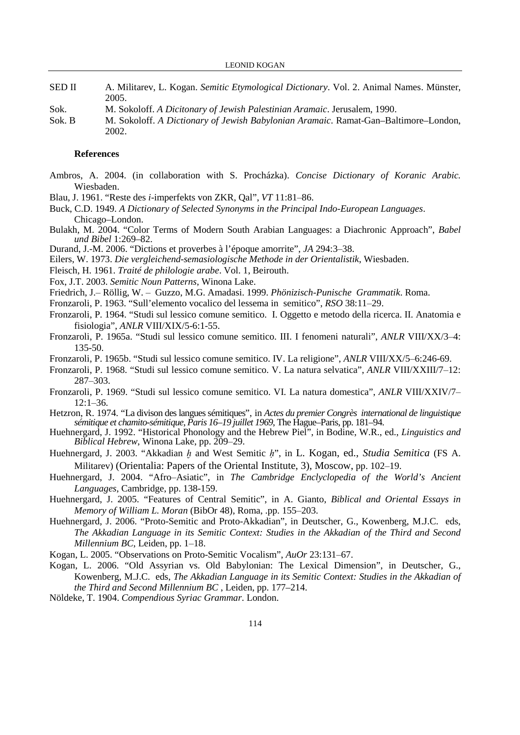SED II A. Militarev, L. Kogan. *Semitic Etymological Dictionary*. Vol. 2. Animal Names. Münster, 2005.

Sok. M. Sokoloff. *A Dicitonary of Jewish Palestinian Aramaic*. Jerusalem, 1990.

Sok. B M. Sokoloff. *A Dictionary of Jewish Babylonian Aramaic*. Ramat-Gan–Baltimore–London, 2002.

**References**

Ambros, A. 2004. (in collaboration with S. Procházka). *Concise Dictionary of Koranic Arabic.* Wiesbaden.

Blau, J. 1961. "Reste des *i*-imperfekts von ZKR, Qal", *VT* 11:81–86.

Buck, C.D. 1949. *A Dictionary of Selected Synonyms in the Principal Indo-European Languages*. Chicago–London.

Bulakh, M. 2004. "Color Terms of Modern South Arabian Languages: a Diachronic Approach", *Babel und Bibel* 1:269–82.

Durand, J.-M. 2006. "Dictions et proverbes à l'époque amorrite", *JA* 294:3–38.

Eilers, W. 1973. *Die vergleichend-semasiologische Methode in der Orientalistik*, Wiesbaden.

Fleisch, H. 1961. *Traité de philologie arabe*. Vol. 1, Beirouth.

Fox, J.T. 2003. *Semitic Noun Patterns*, Winona Lake.

Friedrich, J.– Röllig, W. – Guzzo, M.G. Amadasi. 1999. *Phönizisch-Punische Grammatik*. Roma.

Fronzaroli, P. 1963. "Sull'elemento vocalico del lessema in semitico", *RSO* 38:11–29.

Fronzaroli, P. 1964. "Studi sul lessico comune semitico. I. Oggetto e metodo della ricerca. II. Anatomia e fisiologia", *ANLR* VIII/XIX/5-6:1-55.

Fronzaroli, P. 1965a. "Studi sul lessico comune semitico. III. I fenomeni naturali", *ANLR* VIII/XX/3–4: 135-50.

Fronzaroli, P. 1965b. "Studi sul lessico comune semitico. IV. La religione", *ANLR* VIII/XX/5–6:246-69.

Fronzaroli, P. 1968. "Studi sul lessico comune semitico. V. La natura selvatica", *ANLR* VIII/XXIII/7–12: 287–303.

Fronzaroli, P. 1969. "Studi sul lessico comune semitico. VI. La natura domestica", *ANLR* VIII/XXIV/7–12:1–36.

Hetzron, R. 1974. "La divison des langues sémitiques", in *Actes du premier Congrès international de linguistique sémitique et chamito-sémitique, Paris 16–19 juillet 1969*, The Hague–Paris, pp. 181–94.

Huehnergard, J. 1992. "Historical Phonology and the Hebrew Piel", in Bodine, W.R., ed., *Linguistics and Biblical Hebrew*, Winona Lake, pp. 209–29.

Huehnergard, J. 2003. "Akkadian *ḫ* and West Semitic *ḥ*", in L. Kogan, ed., *Studia Semitica* (FS A. Militarev) (Orientalia: Papers of the Oriental Institute, 3), Moscow, pp. 102–19.

Huehnergard, J. 2004. "Afro–Asiatic", in *The Cambridge Enclyclopedia of the World's Ancient Languages*, Cambridge, pp. 138-159.

Huehnergard, J. 2005. "Features of Central Semitic", in A. Gianto, *Biblical and Oriental Essays in Memory of William L. Moran* (BibOr 48), Roma, .pp. 155–203.

Huehnergard, J. 2006. "Proto-Semitic and Proto-Akkadian", in Deutscher, G., Kowenberg, M.J.C. eds, *The Akkadian Language in its Semitic Context: Studies in the Akkadian of the Third and Second Millennium BC*, Leiden, pp. 1–18.

Kogan, L. 2005. "Observations on Proto-Semitic Vocalism", *AuOr* 23:131–67.

Kogan, L. 2006. "Old Assyrian vs. Old Babylonian: The Lexical Dimension", in Deutscher, G., Kowenberg, M.J.C. eds, *The Akkadian Language in its Semitic Context: Studies in the Akkadian of the Third and Second Millennium BC* , Leiden, pp. 177–214.

Nöldeke, T. 1904. *Compendious Syriac Grammar*. London.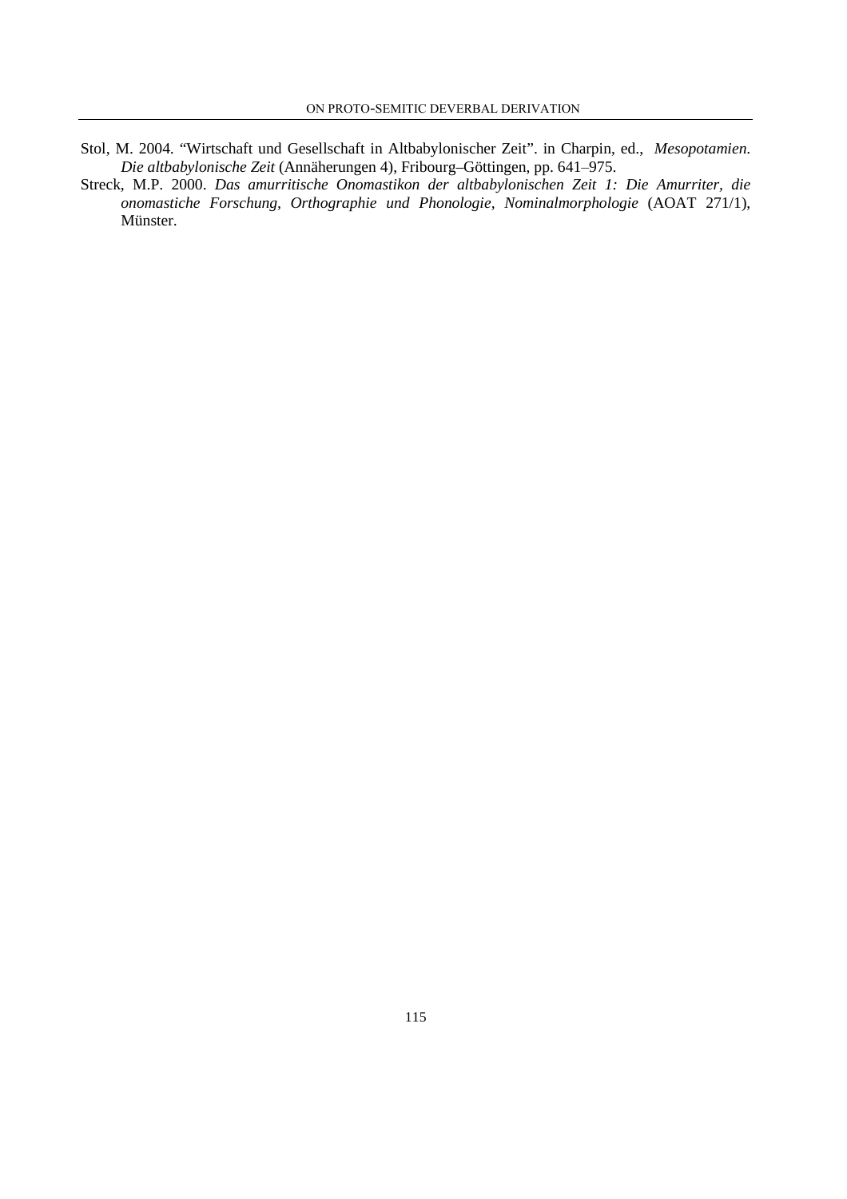Stol, M. 2004. “Wirtschaft und Gesellschaft in Altbabylonischer Zeit”. in Charpin, ed., *Mesopotamien. Die altbabylonische Zeit* (Annäherungen 4), Fribourg–Göttingen, pp. 641–975.

Streck, M.P. 2000. *Das amurritische Onomastikon der altbabylonischen Zeit 1: Die Amurriter, die onomastiche Forschung, Orthographie und Phonologie, Nominalmorphologie* (AOAT 271/1), Münster.